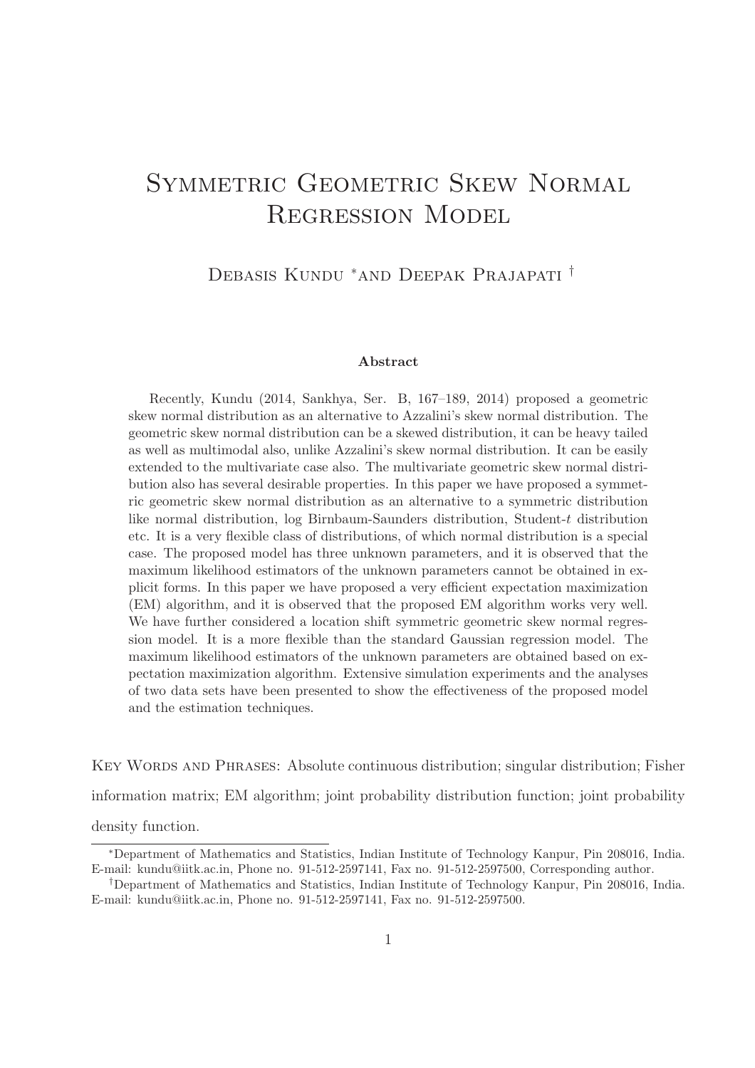# Symmetric Geometric Skew Normal Regression Model

Debasis Kundu [*] and Deepak Prajapati [†]

### Abstract

Recently, Kundu (2014, Sankhya, Ser. B, 167–189, 2014) proposed a geometric skew normal distribution as an alternative to Azzalini's skew normal distribution. The geometric skew normal distribution can be a skewed distribution, it can be heavy tailed as well as multimodal also, unlike Azzalini's skew normal distribution. It can be easily extended to the multivariate case also. The multivariate geometric skew normal distribution also has several desirable properties. In this paper we have proposed a symmetric geometric skew normal distribution as an alternative to a symmetric distribution like normal distribution, log Birnbaum-Saunders distribution, Student-$t$ distribution etc. It is a very flexible class of distributions, of which normal distribution is a special case. The proposed model has three unknown parameters, and it is observed that the maximum likelihood estimators of the unknown parameters cannot be obtained in explicit forms. In this paper we have proposed a very efficient expectation maximization (EM) algorithm, and it is observed that the proposed EM algorithm works very well. We have further considered a location shift symmetric geometric skew normal regression model. It is a more flexible than the standard Gaussian regression model. The maximum likelihood estimators of the unknown parameters are obtained based on expectation maximization algorithm. Extensive simulation experiments and the analyses of two data sets have been presented to show the effectiveness of the proposed model and the estimation techniques.

Key Words and Phrases: Absolute continuous distribution; singular distribution; Fisher information matrix; EM algorithm; joint probability distribution function; joint probability density function.

[*] Department of Mathematics and Statistics, Indian Institute of Technology Kanpur, Pin 208016, India. E-mail: kundu@iitk.ac.in, Phone no. 91-512-2597141, Fax no. 91-512-2597500, Corresponding author.

[†] Department of Mathematics and Statistics, Indian Institute of Technology Kanpur, Pin 208016, India. E-mail: kundu@iitk.ac.in, Phone no. 91-512-2597141, Fax no. 91-512-2597500.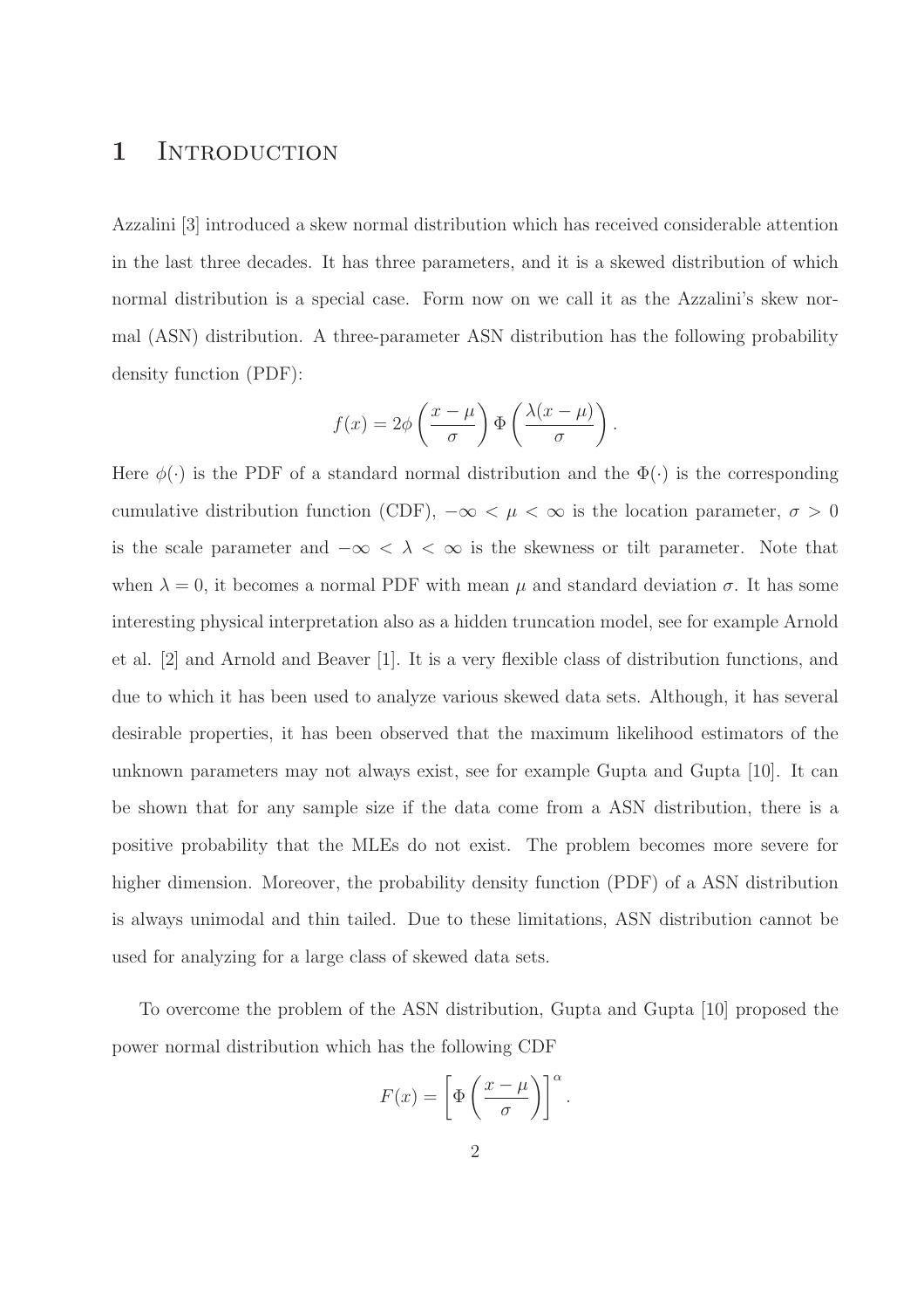# 1 Introduction

Azzalini [3] introduced a skew normal distribution which has received considerable attention in the last three decades. It has three parameters, and it is a skewed distribution of which normal distribution is a special case. Form now on we call it as the Azzalini's skew normal (ASN) distribution. A three-parameter ASN distribution has the following probability density function (PDF):

$$f(x) = 2\phi\left(\frac{x-\mu}{\sigma}\right)\Phi\left(\frac{\lambda(x-\mu)}{\sigma}\right).$$

Here $\phi(\cdot)$ is the PDF of a standard normal distribution and the $\Phi(\cdot)$ is the corresponding cumulative distribution function (CDF), $-\infty < \mu < \infty$ is the location parameter, $\sigma > 0$ is the scale parameter and $-\infty < \lambda < \infty$ is the skewness or tilt parameter. Note that when $\lambda = 0$, it becomes a normal PDF with mean $\mu$ and standard deviation $\sigma$. It has some interesting physical interpretation also as a hidden truncation model, see for example Arnold et al. [2] and Arnold and Beaver [1]. It is a very flexible class of distribution functions, and due to which it has been used to analyze various skewed data sets. Although, it has several desirable properties, it has been observed that the maximum likelihood estimators of the unknown parameters may not always exist, see for example Gupta and Gupta [10]. It can be shown that for any sample size if the data come from a ASN distribution, there is a positive probability that the MLEs do not exist. The problem becomes more severe for higher dimension. Moreover, the probability density function (PDF) of a ASN distribution is always unimodal and thin tailed. Due to these limitations, ASN distribution cannot be used for analyzing for a large class of skewed data sets.

To overcome the problem of the ASN distribution, Gupta and Gupta [10] proposed the power normal distribution which has the following CDF

$$F(x) = \left[\Phi\left(\frac{x-\mu}{\sigma}\right)\right]^{\alpha}.$$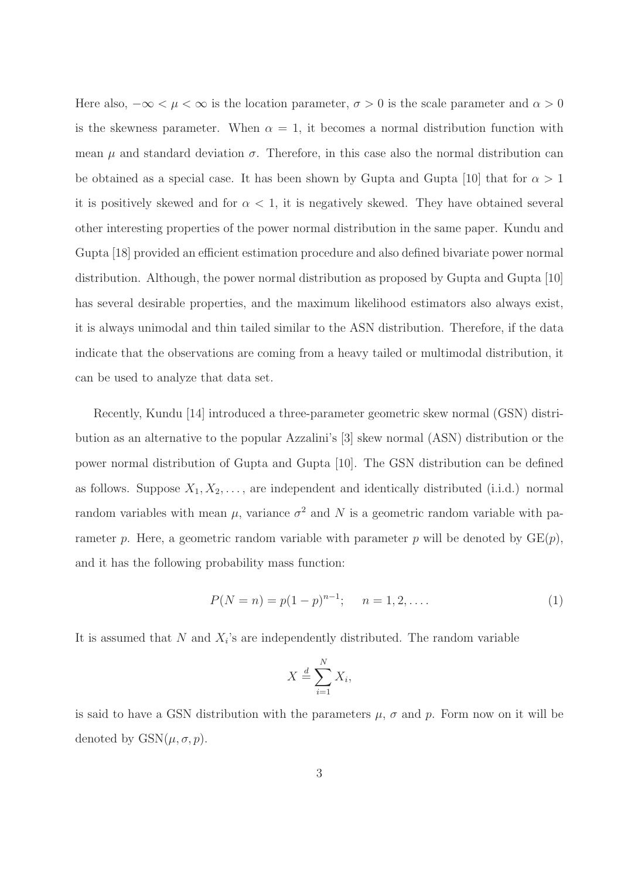Here also, $-\infty < \mu < \infty$ is the location parameter, $\sigma > 0$ is the scale parameter and $\alpha > 0$ is the skewness parameter. When $\alpha = 1$, it becomes a normal distribution function with mean $\mu$ and standard deviation $\sigma$. Therefore, in this case also the normal distribution can be obtained as a special case. It has been shown by Gupta and Gupta [10] that for $\alpha > 1$ it is positively skewed and for $\alpha < 1$, it is negatively skewed. They have obtained several other interesting properties of the power normal distribution in the same paper. Kundu and Gupta [18] provided an efficient estimation procedure and also defined bivariate power normal distribution. Although, the power normal distribution as proposed by Gupta and Gupta [10] has several desirable properties, and the maximum likelihood estimators also always exist, it is always unimodal and thin tailed similar to the ASN distribution. Therefore, if the data indicate that the observations are coming from a heavy tailed or multimodal distribution, it can be used to analyze that data set.

Recently, Kundu [14] introduced a three-parameter geometric skew normal (GSN) distribution as an alternative to the popular Azzalini's [3] skew normal (ASN) distribution or the power normal distribution of Gupta and Gupta [10]. The GSN distribution can be defined as follows. Suppose $X_1, X_2, \ldots,$ are independent and identically distributed (i.i.d.) normal random variables with mean $\mu$, variance $\sigma^2$ and $N$ is a geometric random variable with parameter $p$. Here, a geometric random variable with parameter $p$ will be denoted by $\text{GE}(p)$, and it has the following probability mass function:

$$P(N = n) = p(1-p)^{n-1}; \quad n = 1, 2, \ldots. \tag{1}$$

It is assumed that $N$ and $X_i$'s are independently distributed. The random variable

$$X \stackrel{d}{=} \sum_{i=1}^{N} X_i,$$

is said to have a GSN distribution with the parameters $\mu$, $\sigma$ and $p$. Form now on it will be denoted by $\text{GSN}(\mu, \sigma, p)$.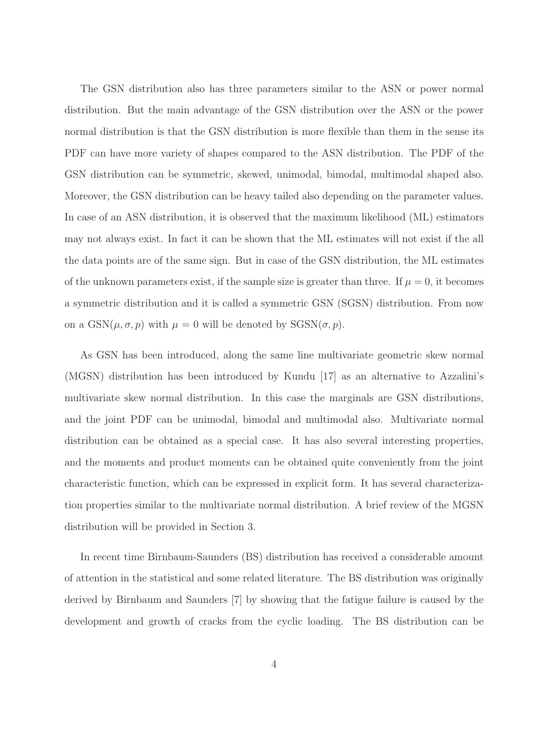The GSN distribution also has three parameters similar to the ASN or power normal distribution. But the main advantage of the GSN distribution over the ASN or the power normal distribution is that the GSN distribution is more flexible than them in the sense its PDF can have more variety of shapes compared to the ASN distribution. The PDF of the GSN distribution can be symmetric, skewed, unimodal, bimodal, multimodal shaped also. Moreover, the GSN distribution can be heavy tailed also depending on the parameter values. In case of an ASN distribution, it is observed that the maximum likelihood (ML) estimators may not always exist. In fact it can be shown that the ML estimates will not exist if the all the data points are of the same sign. But in case of the GSN distribution, the ML estimates of the unknown parameters exist, if the sample size is greater than three. If $\mu = 0$, it becomes a symmetric distribution and it is called a symmetric GSN (SGSN) distribution. From now on a GSN$(\mu, \sigma, p)$ with $\mu = 0$ will be denoted by SGSN$(\sigma, p)$.

As GSN has been introduced, along the same line multivariate geometric skew normal (MGSN) distribution has been introduced by Kundu [17] as an alternative to Azzalini's multivariate skew normal distribution. In this case the marginals are GSN distributions, and the joint PDF can be unimodal, bimodal and multimodal also. Multivariate normal distribution can be obtained as a special case. It has also several interesting properties, and the moments and product moments can be obtained quite conveniently from the joint characteristic function, which can be expressed in explicit form. It has several characterization properties similar to the multivariate normal distribution. A brief review of the MGSN distribution will be provided in Section 3.

In recent time Birnbaum-Saunders (BS) distribution has received a considerable amount of attention in the statistical and some related literature. The BS distribution was originally derived by Birnbaum and Saunders [7] by showing that the fatigue failure is caused by the development and growth of cracks from the cyclic loading. The BS distribution can be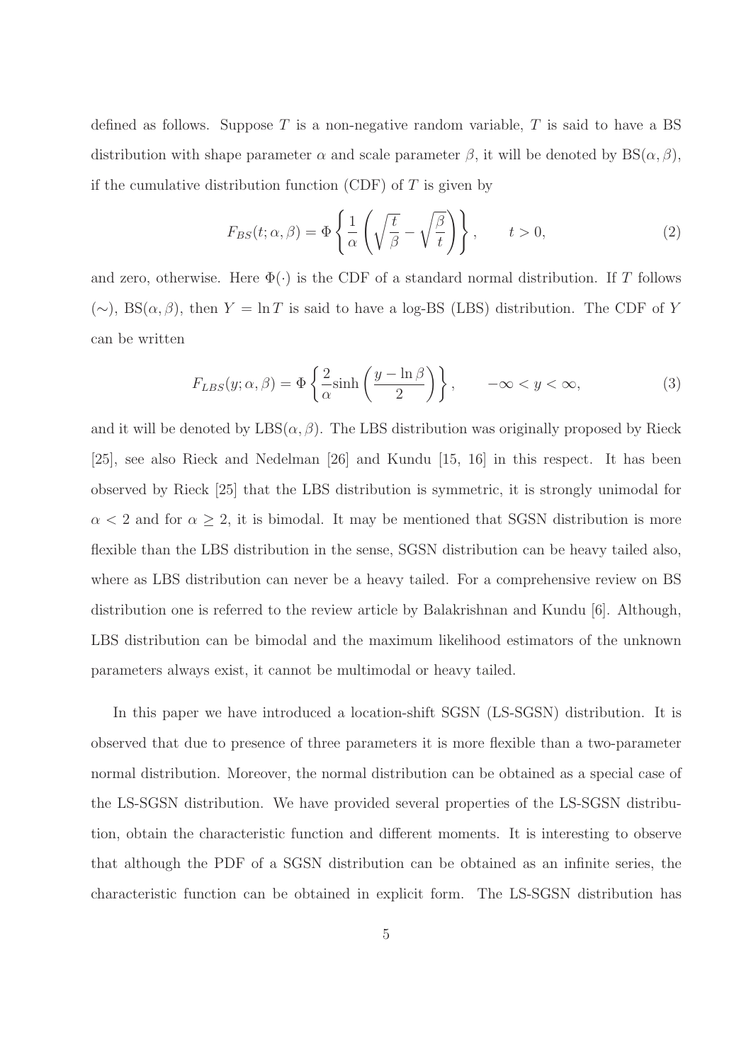defined as follows. Suppose $T$ is a non-negative random variable, $T$ is said to have a BS distribution with shape parameter $\alpha$ and scale parameter $\beta$, it will be denoted by $\text{BS}(\alpha, \beta)$, if the cumulative distribution function (CDF) of $T$ is given by

$$F_{BS}(t; \alpha, \beta) = \Phi \left\{ \frac{1}{\alpha} \left( \sqrt{\frac{t}{\beta}} - \sqrt{\frac{\beta}{t}} \right) \right\}, \qquad t > 0, \tag{2}$$

and zero, otherwise. Here $\Phi(\cdot)$ is the CDF of a standard normal distribution. If $T$ follows $(\sim)$, $\text{BS}(\alpha, \beta)$, then $Y = \ln T$ is said to have a log-BS (LBS) distribution. The CDF of $Y$ can be written

$$F_{LBS}(y; \alpha, \beta) = \Phi \left\{ \frac{2}{\alpha} \sinh \left( \frac{y - \ln \beta}{2} \right) \right\}, \qquad -\infty < y < \infty, \tag{3}$$

and it will be denoted by $\text{LBS}(\alpha, \beta)$. The LBS distribution was originally proposed by Rieck [25], see also Rieck and Nedelman [26] and Kundu [15, 16] in this respect. It has been observed by Rieck [25] that the LBS distribution is symmetric, it is strongly unimodal for $\alpha < 2$ and for $\alpha \geq 2$, it is bimodal. It may be mentioned that SGSN distribution is more flexible than the LBS distribution in the sense, SGSN distribution can be heavy tailed also, where as LBS distribution can never be a heavy tailed. For a comprehensive review on BS distribution one is referred to the review article by Balakrishnan and Kundu [6]. Although, LBS distribution can be bimodal and the maximum likelihood estimators of the unknown parameters always exist, it cannot be multimodal or heavy tailed.

In this paper we have introduced a location-shift SGSN (LS-SGSN) distribution. It is observed that due to presence of three parameters it is more flexible than a two-parameter normal distribution. Moreover, the normal distribution can be obtained as a special case of the LS-SGSN distribution. We have provided several properties of the LS-SGSN distribution, obtain the characteristic function and different moments. It is interesting to observe that although the PDF of a SGSN distribution can be obtained as an infinite series, the characteristic function can be obtained in explicit form. The LS-SGSN distribution has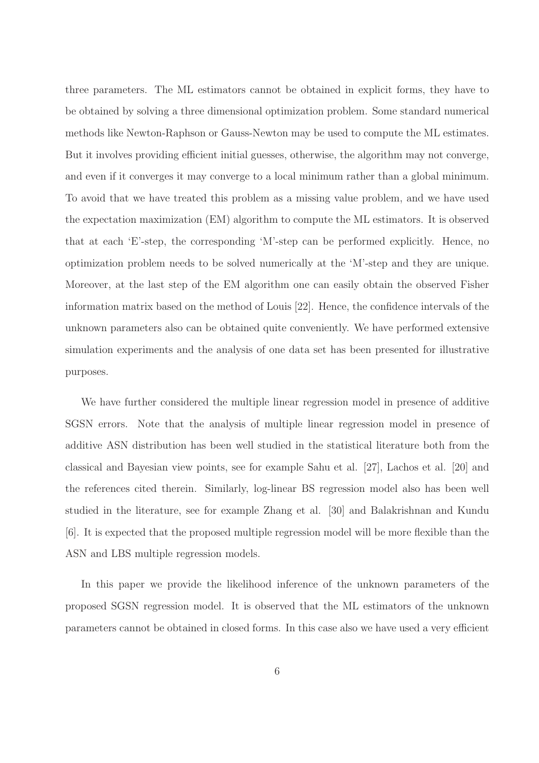three parameters. The ML estimators cannot be obtained in explicit forms, they have to be obtained by solving a three dimensional optimization problem. Some standard numerical methods like Newton-Raphson or Gauss-Newton may be used to compute the ML estimates. But it involves providing efficient initial guesses, otherwise, the algorithm may not converge, and even if it converges it may converge to a local minimum rather than a global minimum. To avoid that we have treated this problem as a missing value problem, and we have used the expectation maximization (EM) algorithm to compute the ML estimators. It is observed that at each 'E'-step, the corresponding 'M'-step can be performed explicitly. Hence, no optimization problem needs to be solved numerically at the 'M'-step and they are unique. Moreover, at the last step of the EM algorithm one can easily obtain the observed Fisher information matrix based on the method of Louis [22]. Hence, the confidence intervals of the unknown parameters also can be obtained quite conveniently. We have performed extensive simulation experiments and the analysis of one data set has been presented for illustrative purposes.

We have further considered the multiple linear regression model in presence of additive SGSN errors. Note that the analysis of multiple linear regression model in presence of additive ASN distribution has been well studied in the statistical literature both from the classical and Bayesian view points, see for example Sahu et al. [27], Lachos et al. [20] and the references cited therein. Similarly, log-linear BS regression model also has been well studied in the literature, see for example Zhang et al. [30] and Balakrishnan and Kundu [6]. It is expected that the proposed multiple regression model will be more flexible than the ASN and LBS multiple regression models.

In this paper we provide the likelihood inference of the unknown parameters of the proposed SGSN regression model. It is observed that the ML estimators of the unknown parameters cannot be obtained in closed forms. In this case also we have used a very efficient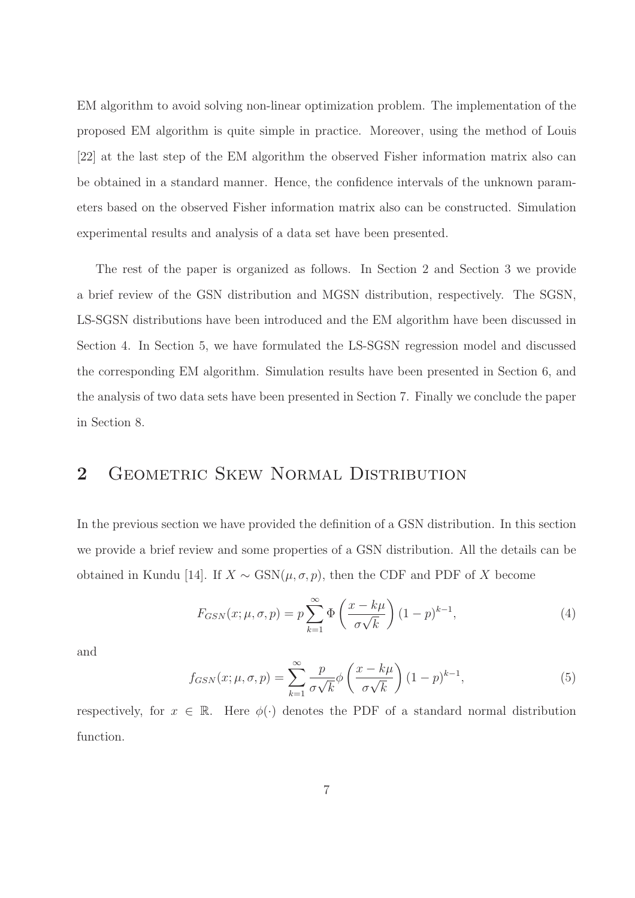EM algorithm to avoid solving non-linear optimization problem. The implementation of the proposed EM algorithm is quite simple in practice. Moreover, using the method of Louis [22] at the last step of the EM algorithm the observed Fisher information matrix also can be obtained in a standard manner. Hence, the confidence intervals of the unknown parameters based on the observed Fisher information matrix also can be constructed. Simulation experimental results and analysis of a data set have been presented.

The rest of the paper is organized as follows. In Section 2 and Section 3 we provide a brief review of the GSN distribution and MGSN distribution, respectively. The SGSN, LS-SGSN distributions have been introduced and the EM algorithm have been discussed in Section 4. In Section 5, we have formulated the LS-SGSN regression model and discussed the corresponding EM algorithm. Simulation results have been presented in Section 6, and the analysis of two data sets have been presented in Section 7. Finally we conclude the paper in Section 8.

## 2 Geometric Skew Normal Distribution

In the previous section we have provided the definition of a GSN distribution. In this section we provide a brief review and some properties of a GSN distribution. All the details can be obtained in Kundu [14]. If $X \sim \text{GSN}(\mu, \sigma, p)$, then the CDF and PDF of $X$ become

$$F_{GSN}(x; \mu, \sigma, p) = p \sum_{k=1}^{\infty} \Phi\left(\frac{x - k\mu}{\sigma\sqrt{k}}\right)(1-p)^{k-1}, \tag{4}$$

and

$$f_{GSN}(x; \mu, \sigma, p) = \sum_{k=1}^{\infty} \frac{p}{\sigma\sqrt{k}} \phi\left(\frac{x - k\mu}{\sigma\sqrt{k}}\right)(1-p)^{k-1}, \tag{5}$$

respectively, for $x \in \mathbb{R}$. Here $\phi(\cdot)$ denotes the PDF of a standard normal distribution function.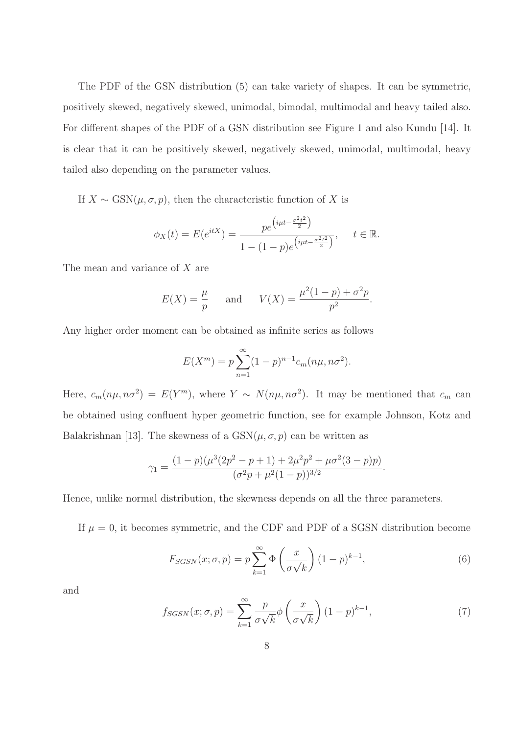The PDF of the GSN distribution (5) can take variety of shapes. It can be symmetric, positively skewed, negatively skewed, unimodal, bimodal, multimodal and heavy tailed also. For different shapes of the PDF of a GSN distribution see Figure 1 and also Kundu [14]. It is clear that it can be positively skewed, negatively skewed, unimodal, multimodal, heavy tailed also depending on the parameter values.

If $X \sim \text{GSN}(\mu, \sigma, p)$, then the characteristic function of $X$ is

$$\phi_X(t) = E(e^{itX}) = \frac{pe^{\left(i\mu t - \frac{\sigma^2 t^2}{2}\right)}}{1 - (1-p)e^{\left(i\mu t - \frac{\sigma^2 t^2}{2}\right)}}, \quad t \in \mathbb{R}.$$

The mean and variance of $X$ are

$$E(X) = \frac{\mu}{p} \quad \text{and} \quad V(X) = \frac{\mu^2(1-p) + \sigma^2 p}{p^2}.$$

Any higher order moment can be obtained as infinite series as follows

$$E(X^m) = p\sum_{n=1}^{\infty}(1-p)^{n-1} c_m(n\mu, n\sigma^2).$$

Here, $c_m(n\mu, n\sigma^2) = E(Y^m)$, where $Y \sim N(n\mu, n\sigma^2)$. It may be mentioned that $c_m$ can be obtained using confluent hyper geometric function, see for example Johnson, Kotz and Balakrishnan [13]. The skewness of a $\text{GSN}(\mu, \sigma, p)$ can be written as

$$\gamma_1 = \frac{(1-p)(\mu^3(2p^2 - p + 1) + 2\mu^2 p^2 + \mu\sigma^2(3-p)p)}{(\sigma^2 p + \mu^2(1-p))^{3/2}}.$$

Hence, unlike normal distribution, the skewness depends on all the three parameters.

If $\mu = 0$, it becomes symmetric, and the CDF and PDF of a SGSN distribution become

$$F_{SGSN}(x; \sigma, p) = p\sum_{k=1}^{\infty} \Phi\left(\frac{x}{\sigma\sqrt{k}}\right)(1-p)^{k-1}, \tag{6}$$

and

$$f_{SGSN}(x; \sigma, p) = \sum_{k=1}^{\infty} \frac{p}{\sigma\sqrt{k}} \phi\left(\frac{x}{\sigma\sqrt{k}}\right)(1-p)^{k-1}, \tag{7}$$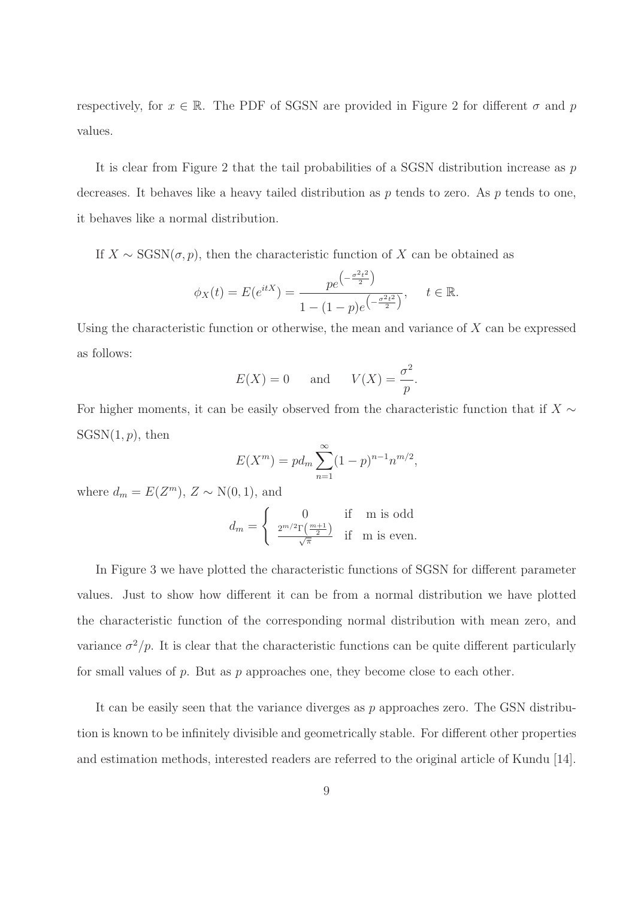respectively, for $x \in \mathbb{R}$. The PDF of SGSN are provided in Figure 2 for different $\sigma$ and $p$ values.

It is clear from Figure 2 that the tail probabilities of a SGSN distribution increase as $p$ decreases. It behaves like a heavy tailed distribution as $p$ tends to zero. As $p$ tends to one, it behaves like a normal distribution.

If $X \sim \text{SGSN}(\sigma, p)$, then the characteristic function of $X$ can be obtained as

$$\phi_X(t) = E(e^{itX}) = \frac{pe^{\left(-\frac{\sigma^2 t^2}{2}\right)}}{1-(1-p)e^{\left(-\frac{\sigma^2 t^2}{2}\right)}}, \quad t \in \mathbb{R}.$$

Using the characteristic function or otherwise, the mean and variance of $X$ can be expressed as follows:

$$E(X) = 0 \quad \text{and} \quad V(X) = \frac{\sigma^2}{p}.$$

For higher moments, it can be easily observed from the characteristic function that if $X \sim \text{SGSN}(1, p)$, then

$$E(X^m) = pd_m \sum_{n=1}^{\infty} (1-p)^{n-1} n^{m/2},$$

where $d_m = E(Z^m)$, $Z \sim \text{N}(0, 1)$, and

$$d_m = \begin{cases} 0 & \text{if m is odd} \\ \frac{2^{m/2}\Gamma\left(\frac{m+1}{2}\right)}{\sqrt{\pi}} & \text{if m is even.} \end{cases}$$

In Figure 3 we have plotted the characteristic functions of SGSN for different parameter values. Just to show how different it can be from a normal distribution we have plotted the characteristic function of the corresponding normal distribution with mean zero, and variance $\sigma^2/p$. It is clear that the characteristic functions can be quite different particularly for small values of $p$. But as $p$ approaches one, they become close to each other.

It can be easily seen that the variance diverges as $p$ approaches zero. The GSN distribution is known to be infinitely divisible and geometrically stable. For different other properties and estimation methods, interested readers are referred to the original article of Kundu [14].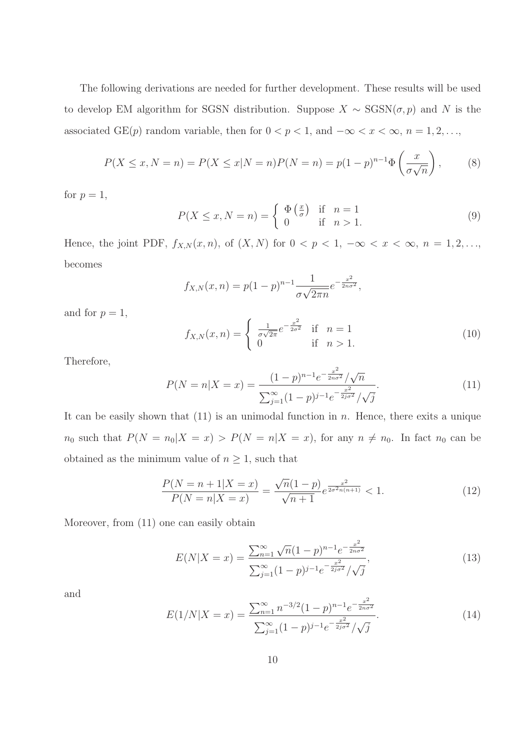The following derivations are needed for further development. These results will be used to develop EM algorithm for SGSN distribution. Suppose $X \sim \text{SGSN}(\sigma, p)$ and $N$ is the associated $\text{GE}(p)$ random variable, then for $0 < p < 1$, and $-\infty < x < \infty$, $n = 1, 2, \ldots$,

$$P(X \leq x, N = n) = P(X \leq x | N = n) P(N = n) = p(1-p)^{n-1} \Phi\left(\frac{x}{\sigma\sqrt{n}}\right), \tag{8}$$

for $p = 1$,

$$P(X \leq x, N = n) = \begin{cases} \Phi\left(\frac{x}{\sigma}\right) & \text{if} \quad n = 1 \\ 0 & \text{if} \quad n > 1. \end{cases} \tag{9}$$

Hence, the joint PDF, $f_{X,N}(x, n)$, of $(X, N)$ for $0 < p < 1$, $-\infty < x < \infty$, $n = 1, 2, \ldots$, becomes

$$f_{X,N}(x, n) = p(1-p)^{n-1} \frac{1}{\sigma\sqrt{2\pi n}} e^{-\frac{x^2}{2n\sigma^2}},$$

and for $p = 1$,

$$f_{X,N}(x, n) = \begin{cases} \frac{1}{\sigma\sqrt{2\pi}} e^{-\frac{x^2}{2\sigma^2}} & \text{if} \quad n = 1 \\ 0 & \text{if} \quad n > 1. \end{cases} \tag{10}$$

Therefore,

$$P(N = n | X = x) = \frac{(1-p)^{n-1} e^{-\frac{x^2}{2n\sigma^2}} / \sqrt{n}}{\sum_{j=1}^{\infty} (1-p)^{j-1} e^{-\frac{x^2}{2j\sigma^2}} / \sqrt{j}}. \tag{11}$$

It can be easily shown that (11) is an unimodal function in $n$. Hence, there exits a unique $n_0$ such that $P(N = n_0 | X = x) > P(N = n | X = x)$, for any $n \neq n_0$. In fact $n_0$ can be obtained as the minimum value of $n \geq 1$, such that

$$\frac{P(N = n+1 | X = x)}{P(N = n | X = x)} = \frac{\sqrt{n}(1-p)}{\sqrt{n+1}} e^{\frac{x^2}{2\sigma^2 n(n+1)}} < 1. \tag{12}$$

Moreover, from (11) one can easily obtain

$$E(N | X = x) = \frac{\sum_{n=1}^{\infty} \sqrt{n}(1-p)^{n-1} e^{-\frac{x^2}{2n\sigma^2}}}{\sum_{j=1}^{\infty} (1-p)^{j-1} e^{-\frac{x^2}{2j\sigma^2}} / \sqrt{j}}, \tag{13}$$

and

$$E(1/N | X = x) = \frac{\sum_{n=1}^{\infty} n^{-3/2} (1-p)^{n-1} e^{-\frac{x^2}{2n\sigma^2}}}{\sum_{j=1}^{\infty} (1-p)^{j-1} e^{-\frac{x^2}{2j\sigma^2}} / \sqrt{j}}. \tag{14}$$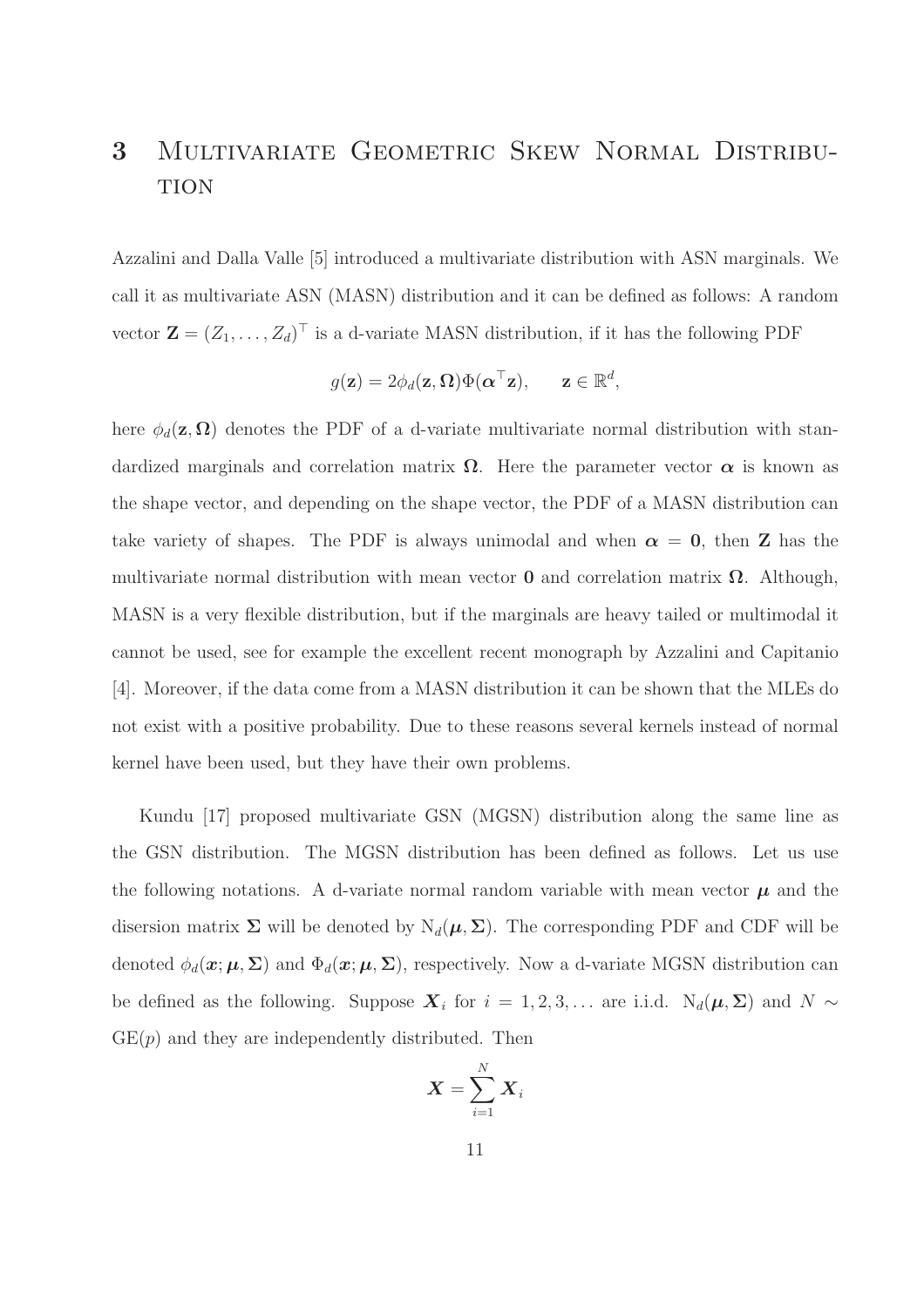# 3 Multivariate Geometric Skew Normal Distribution

Azzalini and Dalla Valle [5] introduced a multivariate distribution with ASN marginals. We call it as multivariate ASN (MASN) distribution and it can be defined as follows: A random vector $\mathbf{Z} = (Z_1, \ldots, Z_d)^\top$ is a d-variate MASN distribution, if it has the following PDF

$$g(\mathbf{z}) = 2\phi_d(\mathbf{z}, \mathbf{\Omega})\Phi(\boldsymbol{\alpha}^\top \mathbf{z}), \qquad \mathbf{z} \in \mathbb{R}^d,$$

here $\phi_d(\mathbf{z}, \mathbf{\Omega})$ denotes the PDF of a d-variate multivariate normal distribution with standardized marginals and correlation matrix $\mathbf{\Omega}$. Here the parameter vector $\boldsymbol{\alpha}$ is known as the shape vector, and depending on the shape vector, the PDF of a MASN distribution can take variety of shapes. The PDF is always unimodal and when $\boldsymbol{\alpha} = \mathbf{0}$, then $\mathbf{Z}$ has the multivariate normal distribution with mean vector $\mathbf{0}$ and correlation matrix $\mathbf{\Omega}$. Although, MASN is a very flexible distribution, but if the marginals are heavy tailed or multimodal it cannot be used, see for example the excellent recent monograph by Azzalini and Capitanio [4]. Moreover, if the data come from a MASN distribution it can be shown that the MLEs do not exist with a positive probability. Due to these reasons several kernels instead of normal kernel have been used, but they have their own problems.

Kundu [17] proposed multivariate GSN (MGSN) distribution along the same line as the GSN distribution. The MGSN distribution has been defined as follows. Let us use the following notations. A d-variate normal random variable with mean vector $\boldsymbol{\mu}$ and the disersion matrix $\mathbf{\Sigma}$ will be denoted by $\mathrm{N}_d(\boldsymbol{\mu}, \mathbf{\Sigma})$. The corresponding PDF and CDF will be denoted $\phi_d(\boldsymbol{x}; \boldsymbol{\mu}, \mathbf{\Sigma})$ and $\Phi_d(\boldsymbol{x}; \boldsymbol{\mu}, \mathbf{\Sigma})$, respectively. Now a d-variate MGSN distribution can be defined as the following. Suppose $\boldsymbol{X}_i$ for $i = 1, 2, 3, \ldots$ are i.i.d. $\mathrm{N}_d(\boldsymbol{\mu}, \mathbf{\Sigma})$ and $N \sim \mathrm{GE}(p)$ and they are independently distributed. Then

$$\boldsymbol{X} = \sum_{i=1}^{N} \boldsymbol{X}_i$$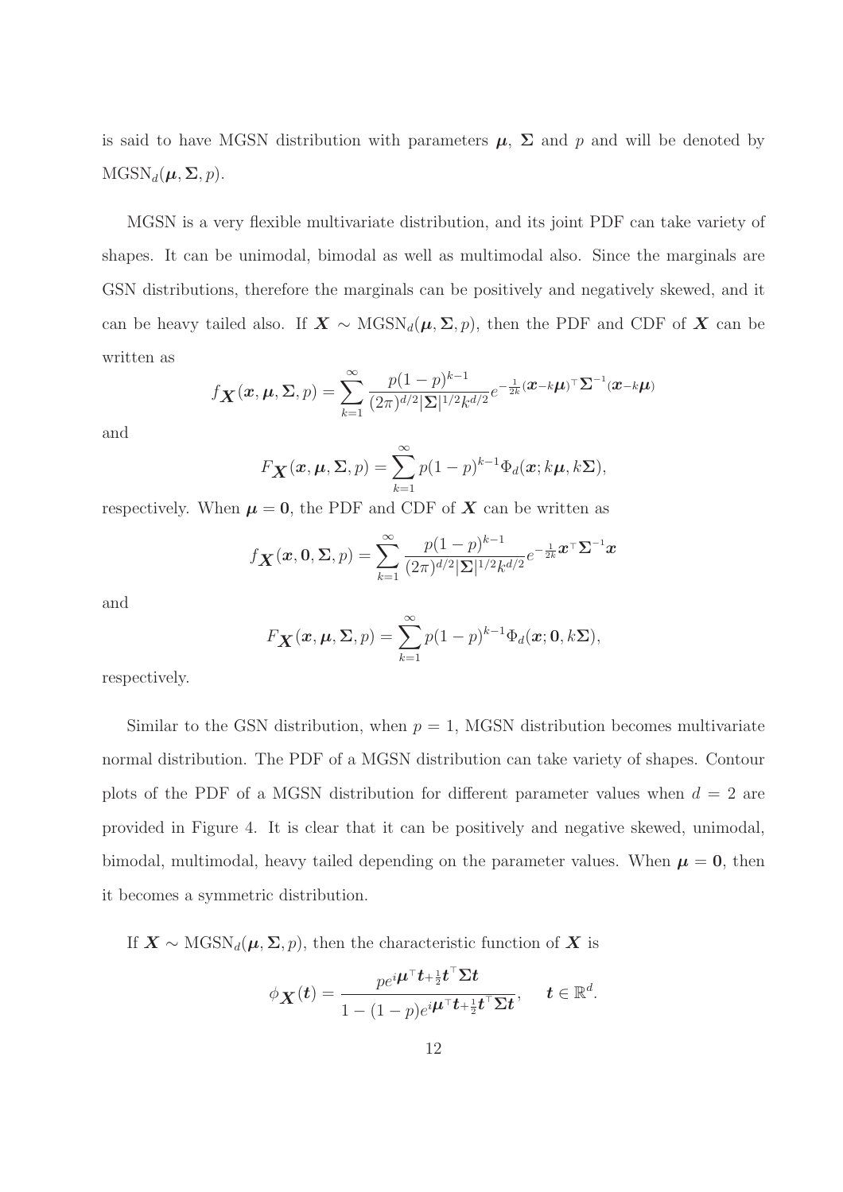is said to have MGSN distribution with parameters $\boldsymbol{\mu}$, $\boldsymbol{\Sigma}$ and $p$ and will be denoted by $\text{MGSN}_d(\boldsymbol{\mu}, \boldsymbol{\Sigma}, p)$.

MGSN is a very flexible multivariate distribution, and its joint PDF can take variety of shapes. It can be unimodal, bimodal as well as multimodal also. Since the marginals are GSN distributions, therefore the marginals can be positively and negatively skewed, and it can be heavy tailed also. If $\boldsymbol{X} \sim \text{MGSN}_d(\boldsymbol{\mu}, \boldsymbol{\Sigma}, p)$, then the PDF and CDF of $\boldsymbol{X}$ can be written as

$$f_{\boldsymbol{X}}(\boldsymbol{x}, \boldsymbol{\mu}, \boldsymbol{\Sigma}, p) = \sum_{k=1}^{\infty} \frac{p(1-p)^{k-1}}{(2\pi)^{d/2}|\boldsymbol{\Sigma}|^{1/2}k^{d/2}} e^{-\frac{1}{2k}(\boldsymbol{x}-k\boldsymbol{\mu})^\top \boldsymbol{\Sigma}^{-1}(\boldsymbol{x}-k\boldsymbol{\mu})}$$

and

$$F_{\boldsymbol{X}}(\boldsymbol{x}, \boldsymbol{\mu}, \boldsymbol{\Sigma}, p) = \sum_{k=1}^{\infty} p(1-p)^{k-1} \Phi_d(\boldsymbol{x}; k\boldsymbol{\mu}, k\boldsymbol{\Sigma}),$$

respectively. When $\boldsymbol{\mu} = \mathbf{0}$, the PDF and CDF of $\boldsymbol{X}$ can be written as

$$f_{\boldsymbol{X}}(\boldsymbol{x}, \mathbf{0}, \boldsymbol{\Sigma}, p) = \sum_{k=1}^{\infty} \frac{p(1-p)^{k-1}}{(2\pi)^{d/2}|\boldsymbol{\Sigma}|^{1/2}k^{d/2}} e^{-\frac{1}{2k}\boldsymbol{x}^\top \boldsymbol{\Sigma}^{-1}\boldsymbol{x}}$$

and

$$F_{\boldsymbol{X}}(\boldsymbol{x}, \boldsymbol{\mu}, \boldsymbol{\Sigma}, p) = \sum_{k=1}^{\infty} p(1-p)^{k-1} \Phi_d(\boldsymbol{x}; \mathbf{0}, k\boldsymbol{\Sigma}),$$

respectively.

Similar to the GSN distribution, when $p = 1$, MGSN distribution becomes multivariate normal distribution. The PDF of a MGSN distribution can take variety of shapes. Contour plots of the PDF of a MGSN distribution for different parameter values when $d = 2$ are provided in Figure 4. It is clear that it can be positively and negative skewed, unimodal, bimodal, multimodal, heavy tailed depending on the parameter values. When $\boldsymbol{\mu} = \mathbf{0}$, then it becomes a symmetric distribution.

If $\boldsymbol{X} \sim \text{MGSN}_d(\boldsymbol{\mu}, \boldsymbol{\Sigma}, p)$, then the characteristic function of $\boldsymbol{X}$ is

$$\phi_{\boldsymbol{X}}(\boldsymbol{t}) = \frac{pe^{i\boldsymbol{\mu}^\top \boldsymbol{t} + \frac{1}{2}\boldsymbol{t}^\top \boldsymbol{\Sigma} \boldsymbol{t}}}{1-(1-p)e^{i\boldsymbol{\mu}^\top \boldsymbol{t} + \frac{1}{2}\boldsymbol{t}^\top \boldsymbol{\Sigma} \boldsymbol{t}}}, \quad \boldsymbol{t} \in \mathbb{R}^d.$$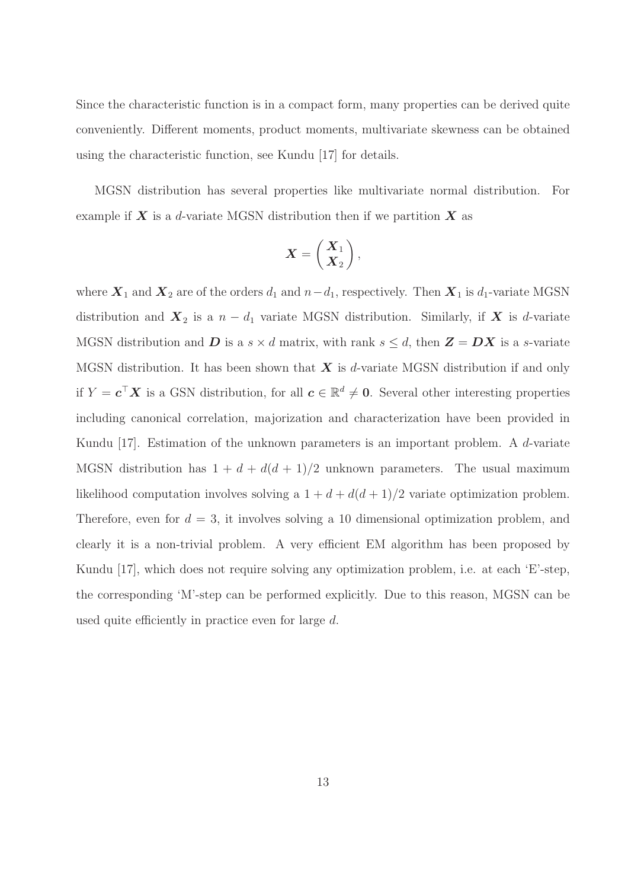Since the characteristic function is in a compact form, many properties can be derived quite conveniently. Different moments, product moments, multivariate skewness can be obtained using the characteristic function, see Kundu [17] for details.

MGSN distribution has several properties like multivariate normal distribution. For example if $\boldsymbol{X}$ is a $d$-variate MGSN distribution then if we partition $\boldsymbol{X}$ as

$$\boldsymbol{X} = \begin{pmatrix} \boldsymbol{X}_1 \\ \boldsymbol{X}_2 \end{pmatrix},$$

where $\boldsymbol{X}_1$ and $\boldsymbol{X}_2$ are of the orders $d_1$ and $n-d_1$, respectively. Then $\boldsymbol{X}_1$ is $d_1$-variate MGSN distribution and $\boldsymbol{X}_2$ is a $n - d_1$ variate MGSN distribution. Similarly, if $\boldsymbol{X}$ is $d$-variate MGSN distribution and $\boldsymbol{D}$ is a $s \times d$ matrix, with rank $s \leq d$, then $\boldsymbol{Z} = \boldsymbol{D}\boldsymbol{X}$ is a $s$-variate MGSN distribution. It has been shown that $\boldsymbol{X}$ is $d$-variate MGSN distribution if and only if $Y = \boldsymbol{c}^\top \boldsymbol{X}$ is a GSN distribution, for all $\boldsymbol{c} \in \mathbb{R}^d \neq \boldsymbol{0}$. Several other interesting properties including canonical correlation, majorization and characterization have been provided in Kundu [17]. Estimation of the unknown parameters is an important problem. A $d$-variate MGSN distribution has $1 + d + d(d+1)/2$ unknown parameters. The usual maximum likelihood computation involves solving a $1 + d + d(d+1)/2$ variate optimization problem. Therefore, even for $d = 3$, it involves solving a 10 dimensional optimization problem, and clearly it is a non-trivial problem. A very efficient EM algorithm has been proposed by Kundu [17], which does not require solving any optimization problem, i.e. at each 'E'-step, the corresponding 'M'-step can be performed explicitly. Due to this reason, MGSN can be used quite efficiently in practice even for large $d$.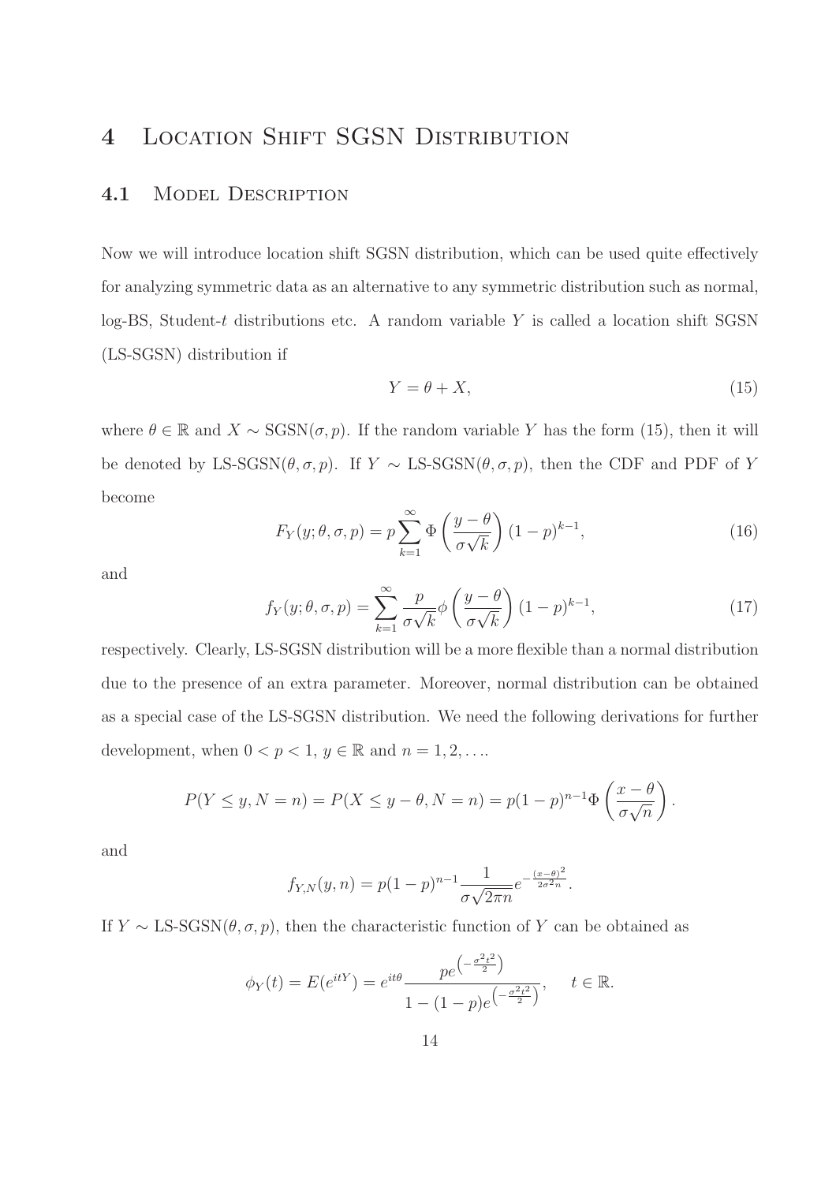# 4 Location Shift SGSN Distribution

## 4.1 Model Description

Now we will introduce location shift SGSN distribution, which can be used quite effectively for analyzing symmetric data as an alternative to any symmetric distribution such as normal, log-BS, Student-$t$ distributions etc. A random variable $Y$ is called a location shift SGSN (LS-SGSN) distribution if

$$Y = \theta + X, \tag{15}$$

where $\theta \in \mathbb{R}$ and $X \sim \text{SGSN}(\sigma, p)$. If the random variable $Y$ has the form (15), then it will be denoted by LS-SGSN$(\theta, \sigma, p)$. If $Y \sim$ LS-SGSN$(\theta, \sigma, p)$, then the CDF and PDF of $Y$ become

$$F_Y(y; \theta, \sigma, p) = p \sum_{k=1}^{\infty} \Phi\left(\frac{y-\theta}{\sigma\sqrt{k}}\right)(1-p)^{k-1}, \tag{16}$$

and

$$f_Y(y; \theta, \sigma, p) = \sum_{k=1}^{\infty} \frac{p}{\sigma\sqrt{k}} \phi\left(\frac{y-\theta}{\sigma\sqrt{k}}\right)(1-p)^{k-1}, \tag{17}$$

respectively. Clearly, LS-SGSN distribution will be a more flexible than a normal distribution due to the presence of an extra parameter. Moreover, normal distribution can be obtained as a special case of the LS-SGSN distribution. We need the following derivations for further development, when $0 < p < 1$, $y \in \mathbb{R}$ and $n = 1, 2, \ldots$.

$$P(Y \leq y, N = n) = P(X \leq y - \theta, N = n) = p(1-p)^{n-1} \Phi\left(\frac{x-\theta}{\sigma\sqrt{n}}\right).$$

and

$$f_{Y,N}(y, n) = p(1-p)^{n-1} \frac{1}{\sigma\sqrt{2\pi n}} e^{-\frac{(x-\theta)^2}{2\sigma^2 n}}.$$

If $Y \sim$ LS-SGSN$(\theta, \sigma, p)$, then the characteristic function of $Y$ can be obtained as

$$\phi_Y(t) = E(e^{itY}) = e^{it\theta} \frac{pe^{\left(-\frac{\sigma^2 t^2}{2}\right)}}{1-(1-p)e^{\left(-\frac{\sigma^2 t^2}{2}\right)}}, \quad t \in \mathbb{R}.$$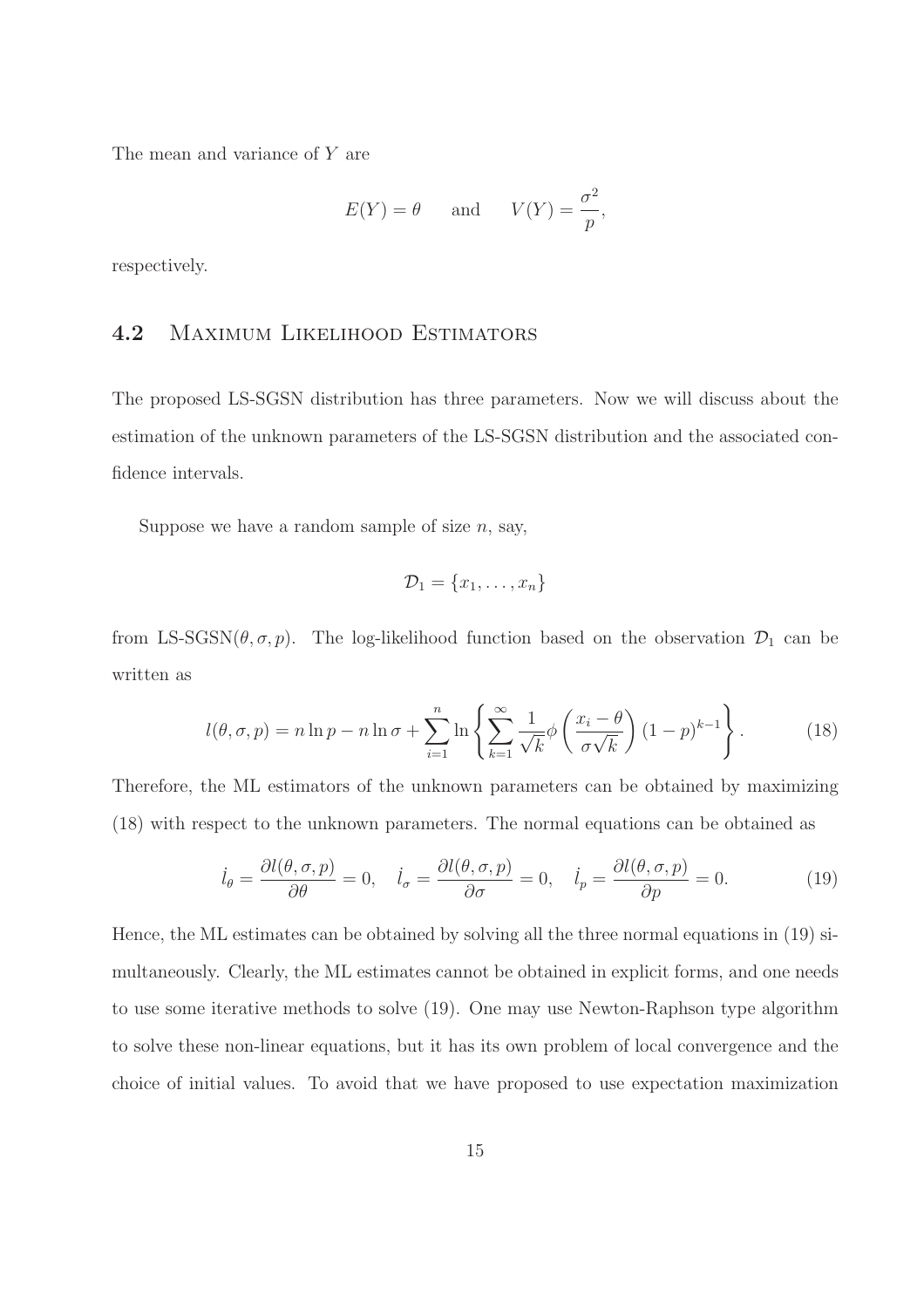The mean and variance of $Y$ are

$$E(Y) = \theta \qquad \text{and} \qquad V(Y) = \frac{\sigma^2}{p},$$

respectively.

## 4.2 Maximum Likelihood Estimators

The proposed LS-SGSN distribution has three parameters. Now we will discuss about the estimation of the unknown parameters of the LS-SGSN distribution and the associated confidence intervals.

Suppose we have a random sample of size $n$, say,

$$\mathcal{D}_1 = \{x_1, \ldots, x_n\}$$

from LS-SGSN$(\theta, \sigma, p)$. The log-likelihood function based on the observation $\mathcal{D}_1$ can be written as

$$l(\theta, \sigma, p) = n \ln p - n \ln \sigma + \sum_{i=1}^{n} \ln \left\{ \sum_{k=1}^{\infty} \frac{1}{\sqrt{k}} \phi \left( \frac{x_i - \theta}{\sigma \sqrt{k}} \right) (1-p)^{k-1} \right\}. \tag{18}$$

Therefore, the ML estimators of the unknown parameters can be obtained by maximizing (18) with respect to the unknown parameters. The normal equations can be obtained as

$$\dot{l}_\theta = \frac{\partial l(\theta, \sigma, p)}{\partial \theta} = 0, \quad \dot{l}_\sigma = \frac{\partial l(\theta, \sigma, p)}{\partial \sigma} = 0, \quad \dot{l}_p = \frac{\partial l(\theta, \sigma, p)}{\partial p} = 0. \tag{19}$$

Hence, the ML estimates can be obtained by solving all the three normal equations in (19) simultaneously. Clearly, the ML estimates cannot be obtained in explicit forms, and one needs to use some iterative methods to solve (19). One may use Newton-Raphson type algorithm to solve these non-linear equations, but it has its own problem of local convergence and the choice of initial values. To avoid that we have proposed to use expectation maximization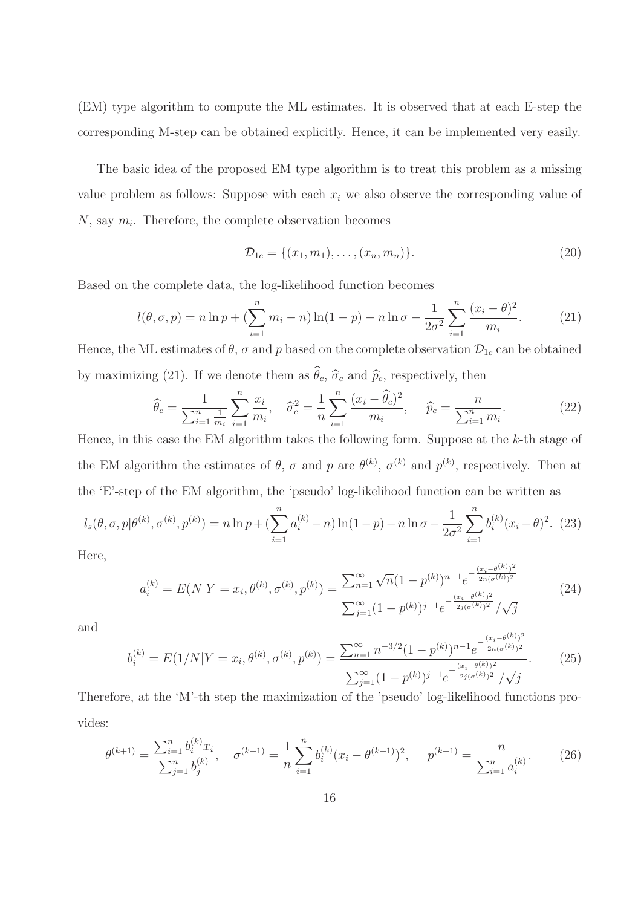(EM) type algorithm to compute the ML estimates. It is observed that at each E-step the corresponding M-step can be obtained explicitly. Hence, it can be implemented very easily.

The basic idea of the proposed EM type algorithm is to treat this problem as a missing value problem as follows: Suppose with each $x_i$ we also observe the corresponding value of $N$, say $m_i$. Therefore, the complete observation becomes

$$\mathcal{D}_{1c} = \{(x_1, m_1), \ldots, (x_n, m_n)\}. \tag{20}$$

Based on the complete data, the log-likelihood function becomes

$$l(\theta, \sigma, p) = n \ln p + (\sum_{i=1}^{n} m_i - n) \ln(1-p) - n \ln \sigma - \frac{1}{2\sigma^2} \sum_{i=1}^{n} \frac{(x_i - \theta)^2}{m_i}. \tag{21}$$

Hence, the ML estimates of $\theta$, $\sigma$ and $p$ based on the complete observation $\mathcal{D}_{1c}$ can be obtained by maximizing (21). If we denote them as $\widehat{\theta}_c$, $\widehat{\sigma}_c$ and $\widehat{p}_c$, respectively, then

$$\widehat{\theta}_c = \frac{1}{\sum_{i=1}^{n} \frac{1}{m_i}} \sum_{i=1}^{n} \frac{x_i}{m_i}, \quad \widehat{\sigma}_c^2 = \frac{1}{n} \sum_{i=1}^{n} \frac{(x_i - \widehat{\theta}_c)^2}{m_i}, \quad \widehat{p}_c = \frac{n}{\sum_{i=1}^{n} m_i}. \tag{22}$$

Hence, in this case the EM algorithm takes the following form. Suppose at the $k$-th stage of the EM algorithm the estimates of $\theta$, $\sigma$ and $p$ are $\theta^{(k)}$, $\sigma^{(k)}$ and $p^{(k)}$, respectively. Then at the 'E'-step of the EM algorithm, the 'pseudo' log-likelihood function can be written as

$$l_s(\theta, \sigma, p | \theta^{(k)}, \sigma^{(k)}, p^{(k)}) = n \ln p + (\sum_{i=1}^{n} a_i^{(k)} - n) \ln(1-p) - n \ln \sigma - \frac{1}{2\sigma^2} \sum_{i=1}^{n} b_i^{(k)} (x_i - \theta)^2. \tag{23}$$

Here,

$$a_i^{(k)} = E(N | Y = x_i, \theta^{(k)}, \sigma^{(k)}, p^{(k)}) = \frac{\sum_{n=1}^{\infty} \sqrt{n} (1 - p^{(k)})^{n-1} e^{-\frac{(x_i - \theta^{(k)})^2}{2n(\sigma^{(k)})^2}}}{\sum_{j=1}^{\infty} (1 - p^{(k)})^{j-1} e^{-\frac{(x_i - \theta^{(k)})^2}{2j(\sigma^{(k)})^2}} / \sqrt{j}} \tag{24}$$

and

$$b_i^{(k)} = E(1/N | Y = x_i, \theta^{(k)}, \sigma^{(k)}, p^{(k)}) = \frac{\sum_{n=1}^{\infty} n^{-3/2} (1 - p^{(k)})^{n-1} e^{-\frac{(x_i - \theta^{(k)})^2}{2n(\sigma^{(k)})^2}}}{\sum_{j=1}^{\infty} (1 - p^{(k)})^{j-1} e^{-\frac{(x_i - \theta^{(k)})^2}{2j(\sigma^{(k)})^2}} / \sqrt{j}}. \tag{25}$$

Therefore, at the 'M'-th step the maximization of the 'pseudo' log-likelihood functions provides:

$$\theta^{(k+1)} = \frac{\sum_{i=1}^{n} b_i^{(k)} x_i}{\sum_{j=1}^{n} b_j^{(k)}}, \quad \sigma^{(k+1)} = \frac{1}{n} \sum_{i=1}^{n} b_i^{(k)} (x_i - \theta^{(k+1)})^2, \quad p^{(k+1)} = \frac{n}{\sum_{i=1}^{n} a_i^{(k)}}. \tag{26}$$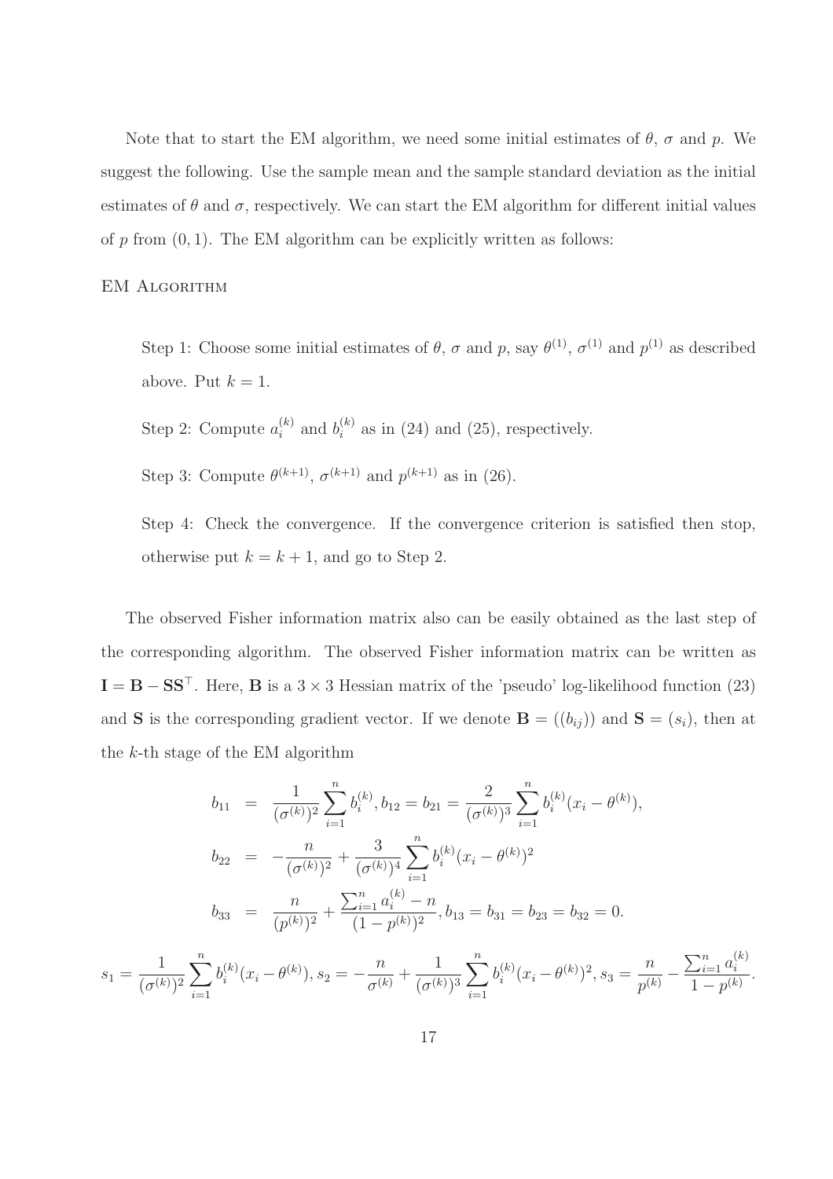Note that to start the EM algorithm, we need some initial estimates of $\theta$, $\sigma$ and $p$. We suggest the following. Use the sample mean and the sample standard deviation as the initial estimates of $\theta$ and $\sigma$, respectively. We can start the EM algorithm for different initial values of $p$ from $(0, 1)$. The EM algorithm can be explicitly written as follows:

EM Algorithm

> Step 1: Choose some initial estimates of $\theta$, $\sigma$ and $p$, say $\theta^{(1)}$, $\sigma^{(1)}$ and $p^{(1)}$ as described above. Put $k = 1$.
>
> Step 2: Compute $a_i^{(k)}$ and $b_i^{(k)}$ as in (24) and (25), respectively.
>
> Step 3: Compute $\theta^{(k+1)}$, $\sigma^{(k+1)}$ and $p^{(k+1)}$ as in (26).
>
> Step 4: Check the convergence. If the convergence criterion is satisfied then stop, otherwise put $k = k + 1$, and go to Step 2.

The observed Fisher information matrix also can be easily obtained as the last step of the corresponding algorithm. The observed Fisher information matrix can be written as $\mathbf{I} = \mathbf{B} - \mathbf{S}\mathbf{S}^{\top}$. Here, $\mathbf{B}$ is a $3 \times 3$ Hessian matrix of the 'pseudo' log-likelihood function (23) and $\mathbf{S}$ is the corresponding gradient vector. If we denote $\mathbf{B} = ((b_{ij}))$ and $\mathbf{S} = (s_i)$, then at the $k$-th stage of the EM algorithm

$$
\begin{aligned}
b_{11} &= \frac{1}{(\sigma^{(k)})^2} \sum_{i=1}^{n} b_i^{(k)}, b_{12} = b_{21} = \frac{2}{(\sigma^{(k)})^3} \sum_{i=1}^{n} b_i^{(k)} (x_i - \theta^{(k)}), \\
b_{22} &= -\frac{n}{(\sigma^{(k)})^2} + \frac{3}{(\sigma^{(k)})^4} \sum_{i=1}^{n} b_i^{(k)} (x_i - \theta^{(k)})^2 \\
b_{33} &= \frac{n}{(p^{(k)})^2} + \frac{\sum_{i=1}^{n} a_i^{(k)} - n}{(1 - p^{(k)})^2}, b_{13} = b_{31} = b_{23} = b_{32} = 0.
\end{aligned}
$$

$$
s_1 = \frac{1}{(\sigma^{(k)})^2} \sum_{i=1}^{n} b_i^{(k)} (x_i - \theta^{(k)}), s_2 = -\frac{n}{\sigma^{(k)}} + \frac{1}{(\sigma^{(k)})^3} \sum_{i=1}^{n} b_i^{(k)} (x_i - \theta^{(k)})^2, s_3 = \frac{n}{p^{(k)}} - \frac{\sum_{i=1}^{n} a_i^{(k)}}{1 - p^{(k)}}.
$$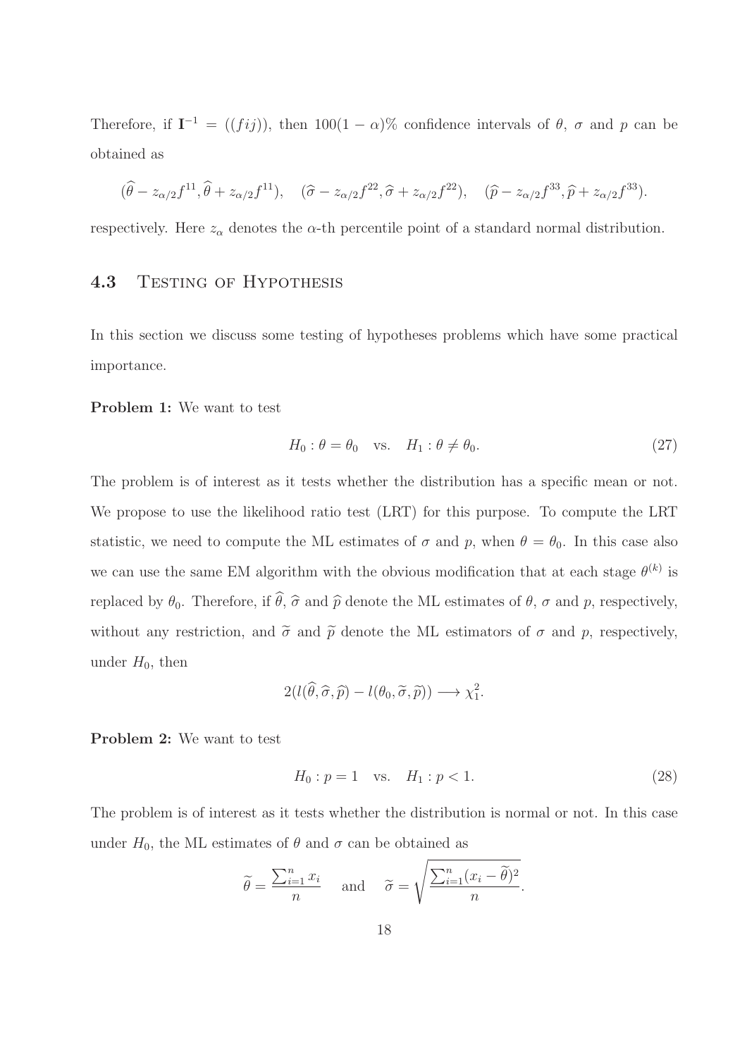Therefore, if $\mathbf{I}^{-1} = ((fij))$, then $100(1-\alpha)\%$ confidence intervals of $\theta$, $\sigma$ and $p$ can be obtained as

$$(\widehat{\theta} - z_{\alpha/2} f^{11}, \widehat{\theta} + z_{\alpha/2} f^{11}), \quad (\widehat{\sigma} - z_{\alpha/2} f^{22}, \widehat{\sigma} + z_{\alpha/2} f^{22}), \quad (\widehat{p} - z_{\alpha/2} f^{33}, \widehat{p} + z_{\alpha/2} f^{33}).$$

respectively. Here $z_\alpha$ denotes the $\alpha$-th percentile point of a standard normal distribution.

## 4.3 Testing of Hypothesis

In this section we discuss some testing of hypotheses problems which have some practical importance.

**Problem 1:** We want to test

$$H_0 : \theta = \theta_0 \quad \text{vs.} \quad H_1 : \theta \neq \theta_0. \tag{27}$$

The problem is of interest as it tests whether the distribution has a specific mean or not. We propose to use the likelihood ratio test (LRT) for this purpose. To compute the LRT statistic, we need to compute the ML estimates of $\sigma$ and $p$, when $\theta = \theta_0$. In this case also we can use the same EM algorithm with the obvious modification that at each stage $\theta^{(k)}$ is replaced by $\theta_0$. Therefore, if $\widehat{\theta}$, $\widehat{\sigma}$ and $\widehat{p}$ denote the ML estimates of $\theta$, $\sigma$ and $p$, respectively, without any restriction, and $\widetilde{\sigma}$ and $\widetilde{p}$ denote the ML estimators of $\sigma$ and $p$, respectively, under $H_0$, then

$$2(l(\widehat{\theta}, \widehat{\sigma}, \widehat{p}) - l(\theta_0, \widetilde{\sigma}, \widetilde{p})) \longrightarrow \chi^2_1.$$

**Problem 2:** We want to test

$$H_0 : p = 1 \quad \text{vs.} \quad H_1 : p < 1. \tag{28}$$

The problem is of interest as it tests whether the distribution is normal or not. In this case under $H_0$, the ML estimates of $\theta$ and $\sigma$ can be obtained as

$$\widetilde{\theta} = \frac{\sum_{i=1}^n x_i}{n} \quad \text{and} \quad \widetilde{\sigma} = \sqrt{\frac{\sum_{i=1}^n (x_i - \widetilde{\theta})^2}{n}}.$$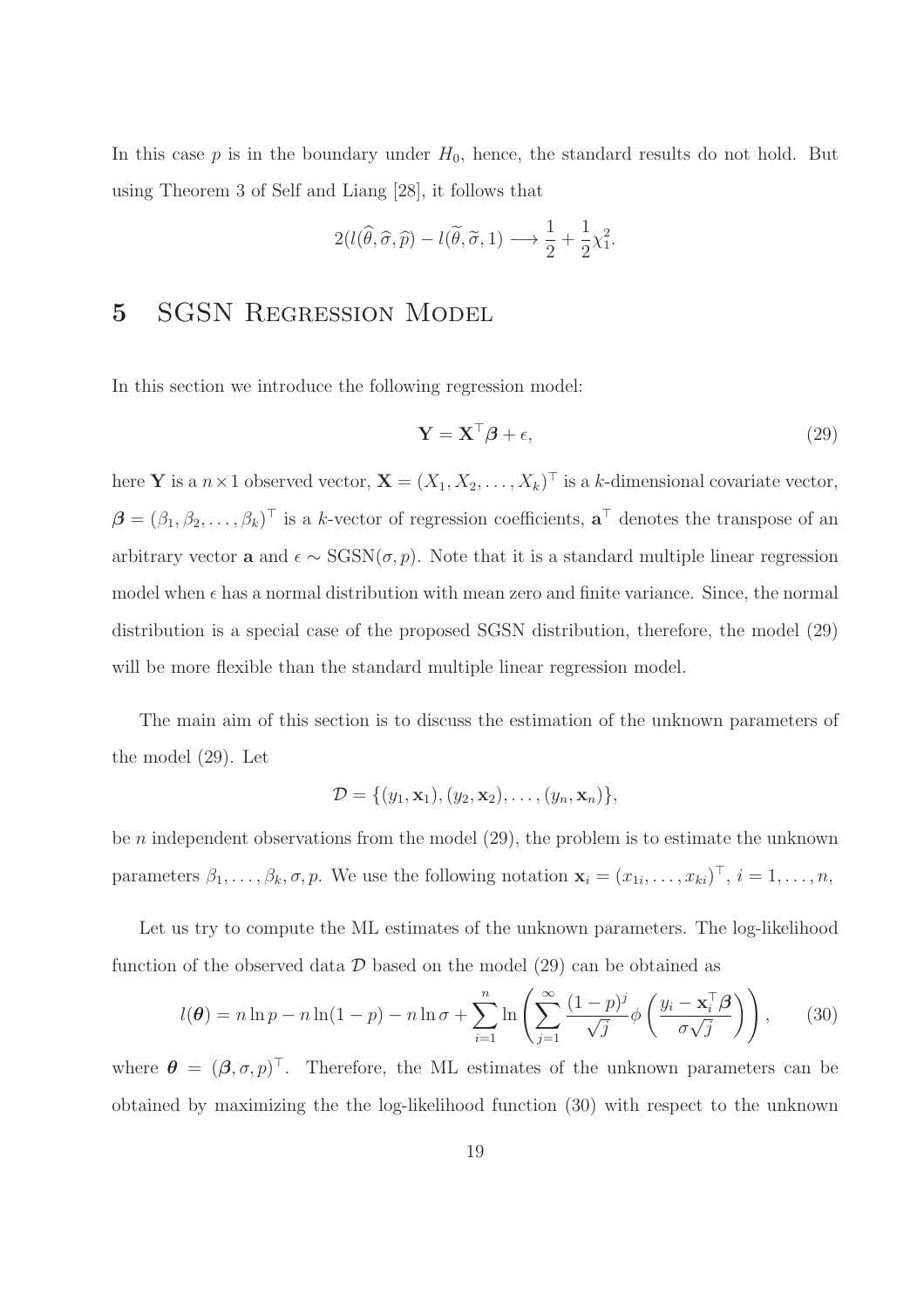In this case $p$ is in the boundary under $H_0$, hence, the standard results do not hold. But using Theorem 3 of Self and Liang [28], it follows that

$$2(l(\widehat{\theta}, \widehat{\sigma}, \widehat{p}) - l(\widetilde{\theta}, \widetilde{\sigma}, 1) \longrightarrow \frac{1}{2} + \frac{1}{2}\chi^2_1.$$

# 5 SGSN Regression Model

In this section we introduce the following regression model:

$$\mathbf{Y} = \mathbf{X}^\top \boldsymbol{\beta} + \epsilon, \tag{29}$$

here $\mathbf{Y}$ is a $n \times 1$ observed vector, $\mathbf{X} = (X_1, X_2, \ldots, X_k)^\top$ is a $k$-dimensional covariate vector, $\boldsymbol{\beta} = (\beta_1, \beta_2, \ldots, \beta_k)^\top$ is a $k$-vector of regression coefficients, $\mathbf{a}^\top$ denotes the transpose of an arbitrary vector $\mathbf{a}$ and $\epsilon \sim \text{SGSN}(\sigma, p)$. Note that it is a standard multiple linear regression model when $\epsilon$ has a normal distribution with mean zero and finite variance. Since, the normal distribution is a special case of the proposed SGSN distribution, therefore, the model (29) will be more flexible than the standard multiple linear regression model.

The main aim of this section is to discuss the estimation of the unknown parameters of the model (29). Let

$$\mathcal{D} = \{(y_1, \mathbf{x}_1), (y_2, \mathbf{x}_2), \ldots, (y_n, \mathbf{x}_n)\},$$

be $n$ independent observations from the model (29), the problem is to estimate the unknown parameters $\beta_1, \ldots, \beta_k, \sigma, p$. We use the following notation $\mathbf{x}_i = (x_{1i}, \ldots, x_{ki})^\top$, $i = 1, \ldots, n$,

Let us try to compute the ML estimates of the unknown parameters. The log-likelihood function of the observed data $\mathcal{D}$ based on the model (29) can be obtained as

$$l(\boldsymbol{\theta}) = n \ln p - n \ln(1-p) - n \ln \sigma + \sum_{i=1}^{n} \ln \left( \sum_{j=1}^{\infty} \frac{(1-p)^j}{\sqrt{j}} \phi \left( \frac{y_i - \mathbf{x}_i^\top \boldsymbol{\beta}}{\sigma \sqrt{j}} \right) \right), \tag{30}$$

where $\boldsymbol{\theta} = (\boldsymbol{\beta}, \sigma, p)^\top$. Therefore, the ML estimates of the unknown parameters can be obtained by maximizing the the log-likelihood function (30) with respect to the unknown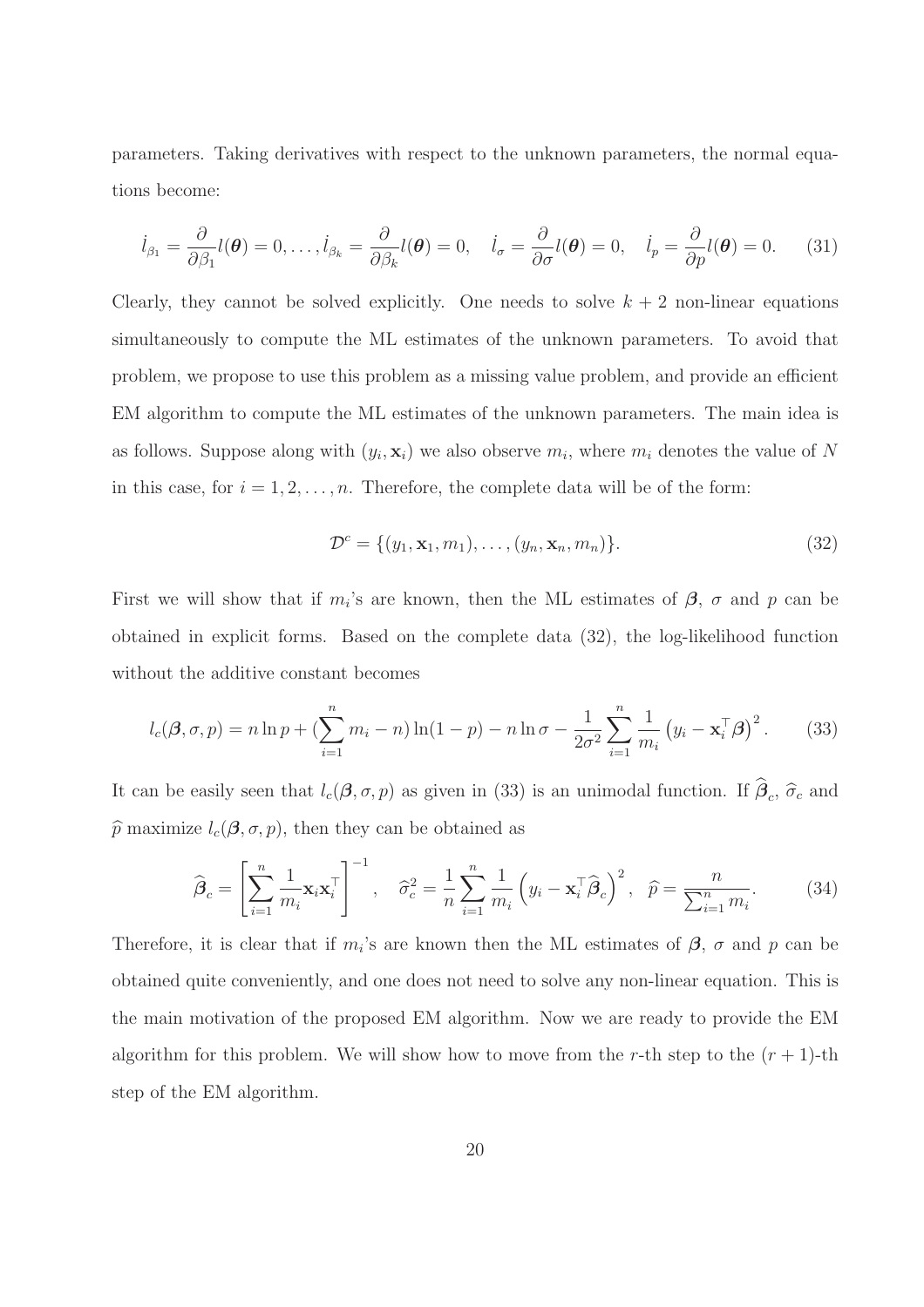parameters. Taking derivatives with respect to the unknown parameters, the normal equations become:

$$\dot{l}_{\beta_1} = \frac{\partial}{\partial \beta_1} l(\boldsymbol{\theta}) = 0, \ldots, \dot{l}_{\beta_k} = \frac{\partial}{\partial \beta_k} l(\boldsymbol{\theta}) = 0, \quad \dot{l}_{\sigma} = \frac{\partial}{\partial \sigma} l(\boldsymbol{\theta}) = 0, \quad \dot{l}_{p} = \frac{\partial}{\partial p} l(\boldsymbol{\theta}) = 0. \tag{31}$$

Clearly, they cannot be solved explicitly. One needs to solve $k+2$ non-linear equations simultaneously to compute the ML estimates of the unknown parameters. To avoid that problem, we propose to use this problem as a missing value problem, and provide an efficient EM algorithm to compute the ML estimates of the unknown parameters. The main idea is as follows. Suppose along with $(y_i, \mathbf{x}_i)$ we also observe $m_i$, where $m_i$ denotes the value of $N$ in this case, for $i = 1, 2, \ldots, n$. Therefore, the complete data will be of the form:

$$\mathcal{D}^c = \{(y_1, \mathbf{x}_1, m_1), \ldots, (y_n, \mathbf{x}_n, m_n)\}. \tag{32}$$

First we will show that if $m_i$'s are known, then the ML estimates of $\boldsymbol{\beta}$, $\sigma$ and $p$ can be obtained in explicit forms. Based on the complete data (32), the log-likelihood function without the additive constant becomes

$$l_c(\boldsymbol{\beta}, \sigma, p) = n \ln p + (\sum_{i=1}^{n} m_i - n) \ln(1-p) - n \ln \sigma - \frac{1}{2\sigma^2} \sum_{i=1}^{n} \frac{1}{m_i} \left(y_i - \mathbf{x}_i^{\top} \boldsymbol{\beta}\right)^2. \tag{33}$$

It can be easily seen that $l_c(\boldsymbol{\beta}, \sigma, p)$ as given in (33) is an unimodal function. If $\widehat{\boldsymbol{\beta}}_c$, $\widehat{\sigma}_c$ and $\widehat{p}$ maximize $l_c(\boldsymbol{\beta}, \sigma, p)$, then they can be obtained as

$$\widehat{\boldsymbol{\beta}}_c = \left[\sum_{i=1}^{n} \frac{1}{m_i} \mathbf{x}_i \mathbf{x}_i^{\top}\right]^{-1}, \quad \widehat{\sigma}_c^2 = \frac{1}{n} \sum_{i=1}^{n} \frac{1}{m_i} \left(y_i - \mathbf{x}_i^{\top} \widehat{\boldsymbol{\beta}}_c\right)^2, \quad \widehat{p} = \frac{n}{\sum_{i=1}^{n} m_i}. \tag{34}$$

Therefore, it is clear that if $m_i$'s are known then the ML estimates of $\boldsymbol{\beta}$, $\sigma$ and $p$ can be obtained quite conveniently, and one does not need to solve any non-linear equation. This is the main motivation of the proposed EM algorithm. Now we are ready to provide the EM algorithm for this problem. We will show how to move from the $r$-th step to the $(r+1)$-th step of the EM algorithm.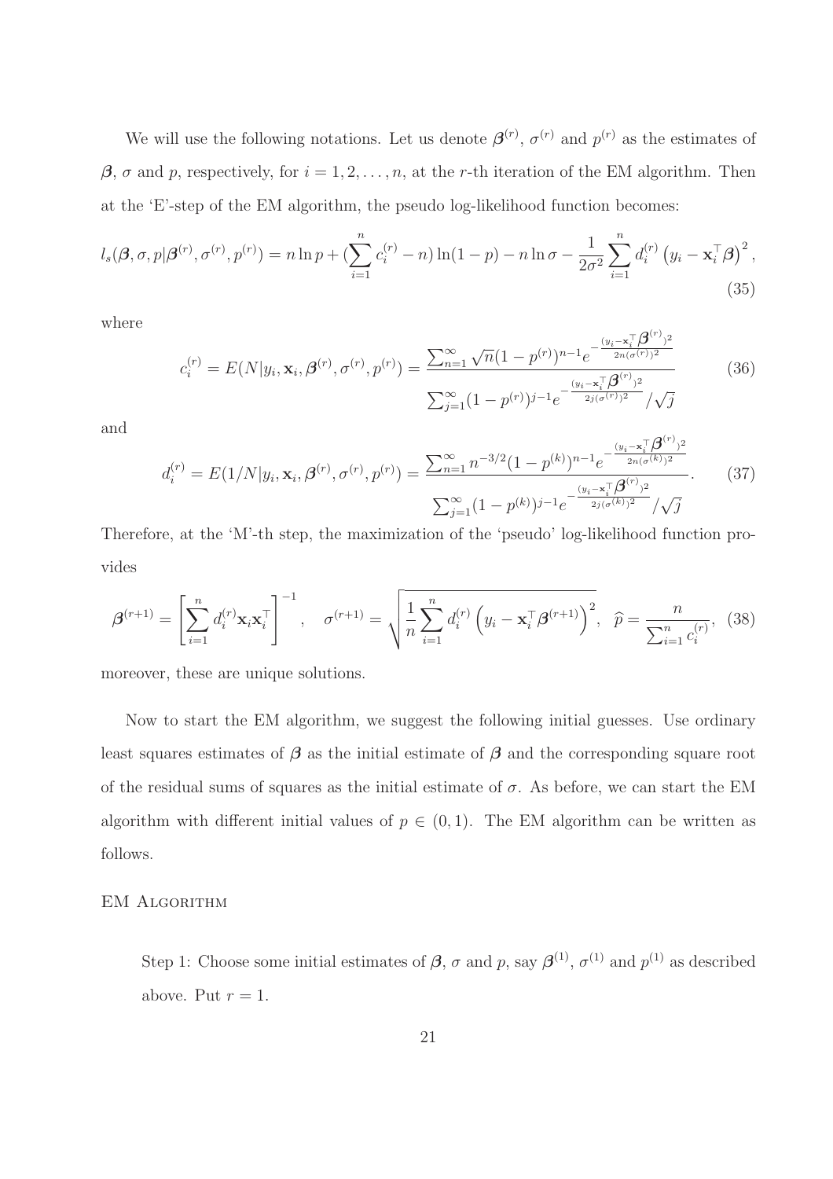We will use the following notations. Let us denote $\boldsymbol{\beta}^{(r)}$, $\sigma^{(r)}$ and $p^{(r)}$ as the estimates of $\boldsymbol{\beta}$, $\sigma$ and $p$, respectively, for $i = 1, 2, \ldots, n$, at the $r$-th iteration of the EM algorithm. Then at the 'E'-step of the EM algorithm, the pseudo log-likelihood function becomes:

$$
l_s(\boldsymbol{\beta}, \sigma, p | \boldsymbol{\beta}^{(r)}, \sigma^{(r)}, p^{(r)}) = n \ln p + (\sum_{i=1}^{n} c_i^{(r)} - n) \ln(1-p) - n \ln \sigma - \frac{1}{2\sigma^2} \sum_{i=1}^{n} d_i^{(r)} \left( y_i - \mathbf{x}_i^\top \boldsymbol{\beta} \right)^2, \tag{35}
$$

where

$$
c_i^{(r)} = E(N | y_i, \mathbf{x}_i, \boldsymbol{\beta}^{(r)}, \sigma^{(r)}, p^{(r)}) = \frac{\sum_{n=1}^{\infty} \sqrt{n} (1-p^{(r)})^{n-1} e^{-\frac{(y_i - \mathbf{x}_i^\top \boldsymbol{\beta}^{(r)})^2}{2n(\sigma^{(r)})^2}}}{\sum_{j=1}^{\infty} (1-p^{(r)})^{j-1} e^{-\frac{(y_i - \mathbf{x}_i^\top \boldsymbol{\beta}^{(r)})^2}{2j(\sigma^{(r)})^2}} / \sqrt{j}} \tag{36}
$$

and

$$
d_i^{(r)} = E(1/N | y_i, \mathbf{x}_i, \boldsymbol{\beta}^{(r)}, \sigma^{(r)}, p^{(r)}) = \frac{\sum_{n=1}^{\infty} n^{-3/2} (1-p^{(k)})^{n-1} e^{-\frac{(y_i - \mathbf{x}_i^\top \boldsymbol{\beta}^{(r)})^2}{2n(\sigma^{(k)})^2}}}{\sum_{j=1}^{\infty} (1-p^{(k)})^{j-1} e^{-\frac{(y_i - \mathbf{x}_i^\top \boldsymbol{\beta}^{(r)})^2}{2j(\sigma^{(k)})^2}} / \sqrt{j}}. \tag{37}
$$

Therefore, at the 'M'-th step, the maximization of the 'pseudo' log-likelihood function provides

$$
\boldsymbol{\beta}^{(r+1)} = \left[ \sum_{i=1}^{n} d_i^{(r)} \mathbf{x}_i \mathbf{x}_i^\top \right]^{-1}, \quad \sigma^{(r+1)} = \sqrt{\frac{1}{n} \sum_{i=1}^{n} d_i^{(r)} \left( y_i - \mathbf{x}_i^\top \boldsymbol{\beta}^{(r+1)} \right)^2}, \quad \widehat{p} = \frac{n}{\sum_{i=1}^{n} c_i^{(r)}}, \tag{38}
$$

moreover, these are unique solutions.

Now to start the EM algorithm, we suggest the following initial guesses. Use ordinary least squares estimates of $\boldsymbol{\beta}$ as the initial estimate of $\boldsymbol{\beta}$ and the corresponding square root of the residual sums of squares as the initial estimate of $\sigma$. As before, we can start the EM algorithm with different initial values of $p \in (0, 1)$. The EM algorithm can be written as follows.

EM Algorithm

Step 1: Choose some initial estimates of $\boldsymbol{\beta}$, $\sigma$ and $p$, say $\boldsymbol{\beta}^{(1)}$, $\sigma^{(1)}$ and $p^{(1)}$ as described above. Put $r = 1$.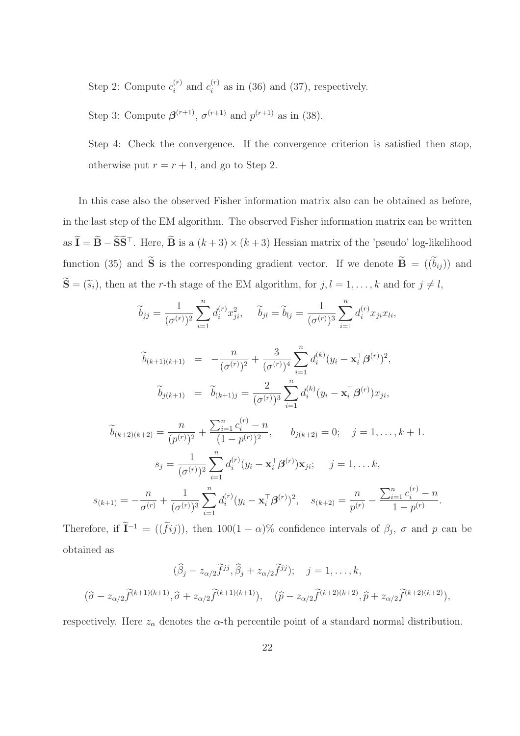Step 2: Compute $c_i^{(r)}$ and $c_i^{(r)}$ as in (36) and (37), respectively.

Step 3: Compute $\boldsymbol{\beta}^{(r+1)}$, $\sigma^{(r+1)}$ and $p^{(r+1)}$ as in (38).

Step 4: Check the convergence. If the convergence criterion is satisfied then stop, otherwise put $r = r + 1$, and go to Step 2.

In this case also the observed Fisher information matrix also can be obtained as before, in the last step of the EM algorithm. The observed Fisher information matrix can be written as $\widetilde{\mathbf{I}} = \widetilde{\mathbf{B}} - \widetilde{\mathbf{S}}\widetilde{\mathbf{S}}^\top$. Here, $\widetilde{\mathbf{B}}$ is a $(k+3) \times (k+3)$ Hessian matrix of the 'pseudo' log-likelihood function (35) and $\widetilde{\mathbf{S}}$ is the corresponding gradient vector. If we denote $\widetilde{\mathbf{B}} = ((\widetilde{b}_{ij}))$ and $\widetilde{\mathbf{S}} = (\widetilde{s}_i)$, then at the $r$-th stage of the EM algorithm, for $j, l = 1, \ldots, k$ and for $j \neq l$,

$$\widetilde{b}_{jj} = \frac{1}{(\sigma^{(r)})^2} \sum_{i=1}^{n} d_i^{(r)} x_{ji}^2, \quad \widetilde{b}_{jl} = \widetilde{b}_{lj} = \frac{1}{(\sigma^{(r)})^3} \sum_{i=1}^{n} d_i^{(r)} x_{ji} x_{li},$$

$$\widetilde{b}_{(k+1)(k+1)} = -\frac{n}{(\sigma^{(r)})^2} + \frac{3}{(\sigma^{(r)})^4} \sum_{i=1}^{n} d_i^{(k)} (y_i - \mathbf{x}_i^\top \boldsymbol{\beta}^{(r)})^2,$$

$$\widetilde{b}_{j(k+1)} = \widetilde{b}_{(k+1)j} = \frac{2}{(\sigma^{(r)})^3} \sum_{i=1}^{n} d_i^{(k)} (y_i - \mathbf{x}_i^\top \boldsymbol{\beta}^{(r)}) x_{ji},$$

$$\widetilde{b}_{(k+2)(k+2)} = \frac{n}{(p^{(r)})^2} + \frac{\sum_{i=1}^n c_i^{(r)} - n}{(1-p^{(r)})^2}, \qquad b_{j(k+2)} = 0; \quad j = 1, \ldots, k+1.$$

$$s_j = \frac{1}{(\sigma^{(r)})^2} \sum_{i=1}^{n} d_i^{(r)} (y_i - \mathbf{x}_i^\top \boldsymbol{\beta}^{(r)}) \mathbf{x}_{ji}; \quad j = 1, \ldots k,$$

$$s_{(k+1)} = -\frac{n}{\sigma^{(r)}} + \frac{1}{(\sigma^{(r)})^3} \sum_{i=1}^{n} d_i^{(r)} (y_i - \mathbf{x}_i^\top \boldsymbol{\beta}^{(r)})^2, \quad s_{(k+2)} = \frac{n}{p^{(r)}} - \frac{\sum_{i=1}^n c_i^{(r)} - n}{1 - p^{(r)}}.$$

Therefore, if $\widetilde{\mathbf{I}}^{-1} = ((\widetilde{f}ij))$, then $100(1-\alpha)\%$ confidence intervals of $\beta_j$, $\sigma$ and $p$ can be obtained as

$$(\widehat{\beta}_j - z_{\alpha/2}\widetilde{f}^{jj}, \widehat{\beta}_j + z_{\alpha/2}\widetilde{f}^{jj}); \quad j = 1, \ldots, k,$$

$$(\widehat{\sigma} - z_{\alpha/2}\widetilde{f}^{(k+1)(k+1)}, \widehat{\sigma} + z_{\alpha/2}\widetilde{f}^{(k+1)(k+1)}), \quad (\widehat{p} - z_{\alpha/2}\widetilde{f}^{(k+2)(k+2)}, \widehat{p} + z_{\alpha/2}\widetilde{f}^{(k+2)(k+2)}),$$

respectively. Here $z_\alpha$ denotes the $\alpha$-th percentile point of a standard normal distribution.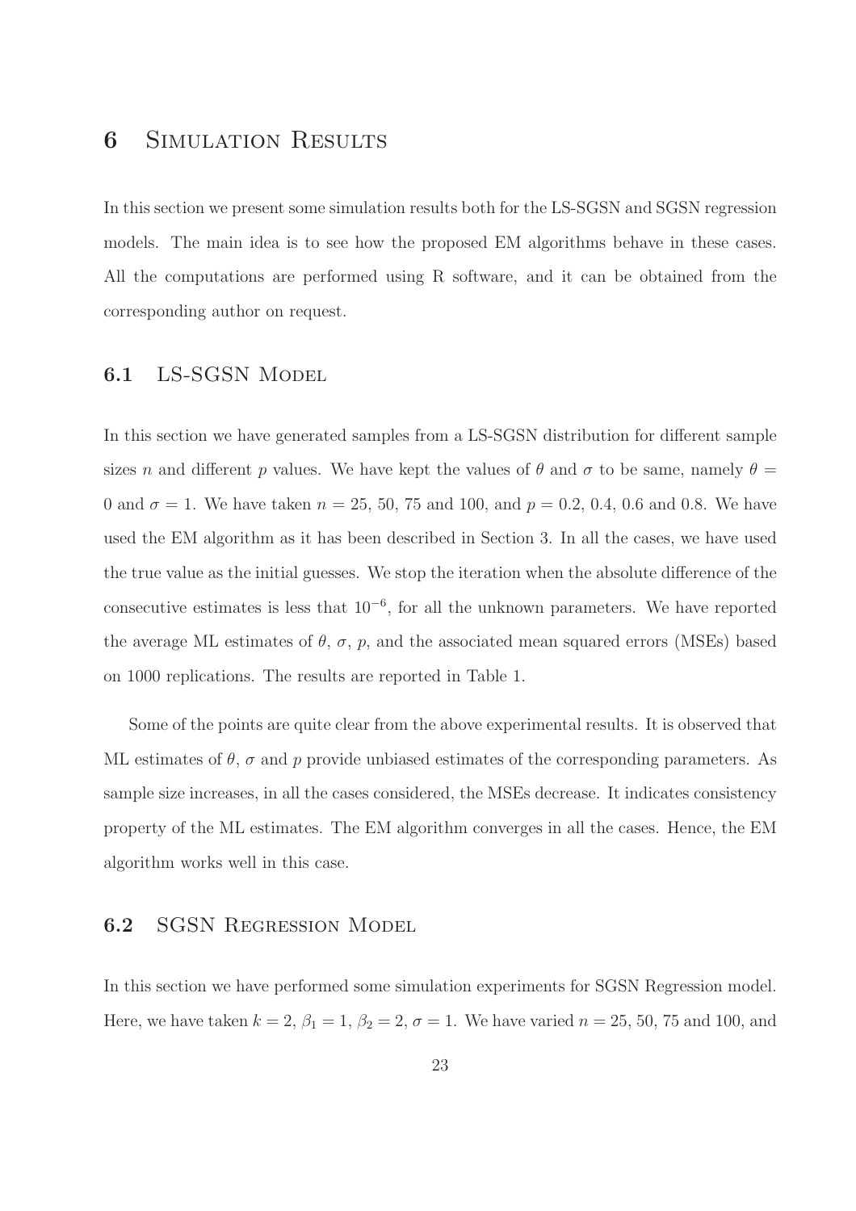# 6 Simulation Results

In this section we present some simulation results both for the LS-SGSN and SGSN regression models. The main idea is to see how the proposed EM algorithms behave in these cases. All the computations are performed using R software, and it can be obtained from the corresponding author on request.

## 6.1 LS-SGSN Model

In this section we have generated samples from a LS-SGSN distribution for different sample sizes $n$ and different $p$ values. We have kept the values of $\theta$ and $\sigma$ to be same, namely $\theta = 0$ and $\sigma = 1$. We have taken $n = 25$, 50, 75 and 100, and $p = 0.2$, 0.4, 0.6 and 0.8. We have used the EM algorithm as it has been described in Section 3. In all the cases, we have used the true value as the initial guesses. We stop the iteration when the absolute difference of the consecutive estimates is less that $10^{-6}$, for all the unknown parameters. We have reported the average ML estimates of $\theta$, $\sigma$, $p$, and the associated mean squared errors (MSEs) based on 1000 replications. The results are reported in Table 1.

Some of the points are quite clear from the above experimental results. It is observed that ML estimates of $\theta$, $\sigma$ and $p$ provide unbiased estimates of the corresponding parameters. As sample size increases, in all the cases considered, the MSEs decrease. It indicates consistency property of the ML estimates. The EM algorithm converges in all the cases. Hence, the EM algorithm works well in this case.

## 6.2 SGSN Regression Model

In this section we have performed some simulation experiments for SGSN Regression model. Here, we have taken $k = 2$, $\beta_1 = 1$, $\beta_2 = 2$, $\sigma = 1$. We have varied $n = 25$, 50, 75 and 100, and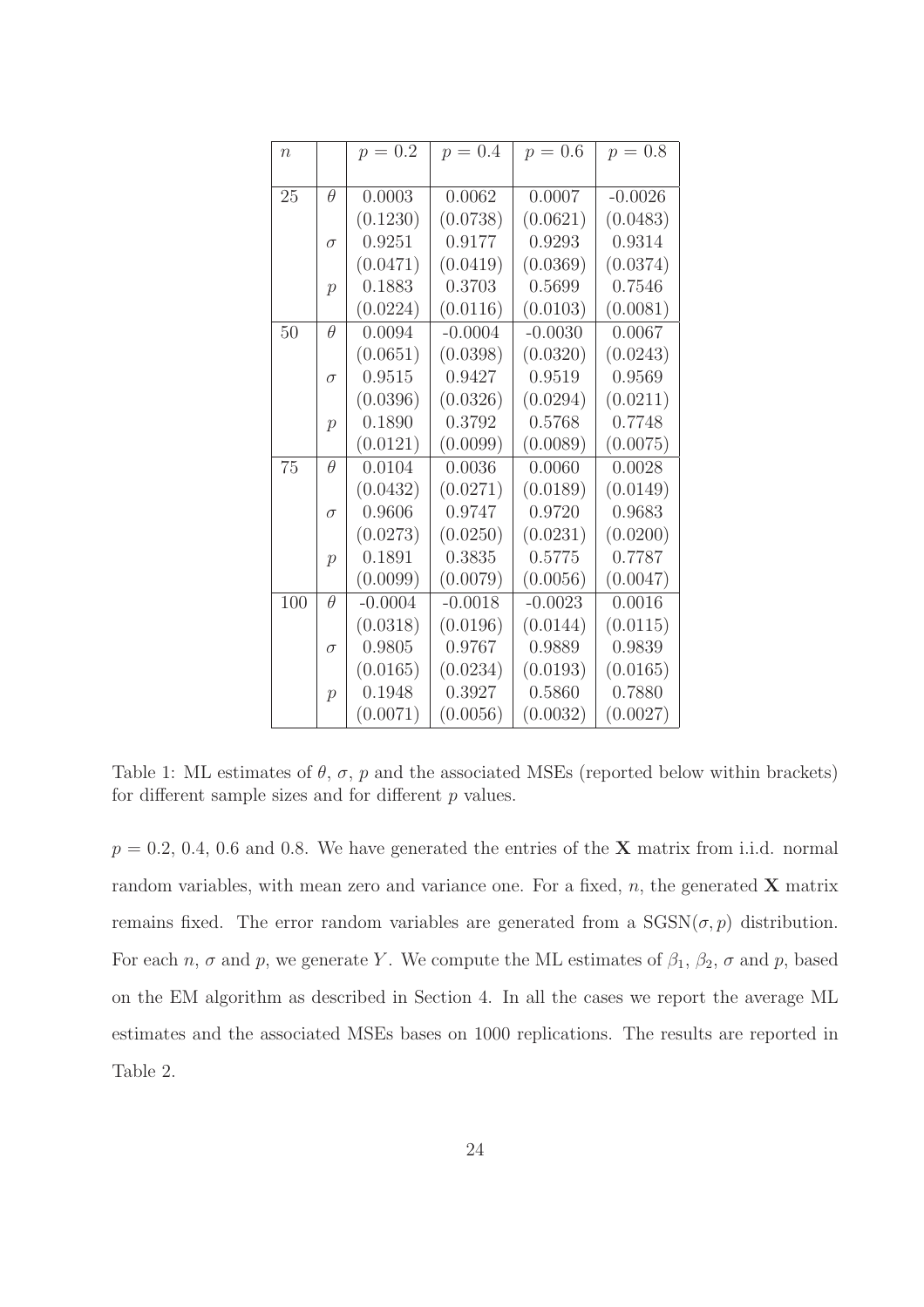| $n$ | | $p = 0.2$ | $p = 0.4$ | $p = 0.6$ | $p = 0.8$ |
|---|---|---|---|---|---|
| 25 | $\theta$ | 0.0003 | 0.0062 | 0.0007 | -0.0026 |
| | | (0.1230) | (0.0738) | (0.0621) | (0.0483) |
| | $\sigma$ | 0.9251 | 0.9177 | 0.9293 | 0.9314 |
| | | (0.0471) | (0.0419) | (0.0369) | (0.0374) |
| | $p$ | 0.1883 | 0.3703 | 0.5699 | 0.7546 |
| | | (0.0224) | (0.0116) | (0.0103) | (0.0081) |
| 50 | $\theta$ | 0.0094 | -0.0004 | -0.0030 | 0.0067 |
| | | (0.0651) | (0.0398) | (0.0320) | (0.0243) |
| | $\sigma$ | 0.9515 | 0.9427 | 0.9519 | 0.9569 |
| | | (0.0396) | (0.0326) | (0.0294) | (0.0211) |
| | $p$ | 0.1890 | 0.3792 | 0.5768 | 0.7748 |
| | | (0.0121) | (0.0099) | (0.0089) | (0.0075) |
| 75 | $\theta$ | 0.0104 | 0.0036 | 0.0060 | 0.0028 |
| | | (0.0432) | (0.0271) | (0.0189) | (0.0149) |
| | $\sigma$ | 0.9606 | 0.9747 | 0.9720 | 0.9683 |
| | | (0.0273) | (0.0250) | (0.0231) | (0.0200) |
| | $p$ | 0.1891 | 0.3835 | 0.5775 | 0.7787 |
| | | (0.0099) | (0.0079) | (0.0056) | (0.0047) |
| 100 | $\theta$ | -0.0004 | -0.0018 | -0.0023 | 0.0016 |
| | | (0.0318) | (0.0196) | (0.0144) | (0.0115) |
| | $\sigma$ | 0.9805 | 0.9767 | 0.9889 | 0.9839 |
| | | (0.0165) | (0.0234) | (0.0193) | (0.0165) |
| | $p$ | 0.1948 | 0.3927 | 0.5860 | 0.7880 |
| | | (0.0071) | (0.0056) | (0.0032) | (0.0027) |

Table 1: ML estimates of $\theta$, $\sigma$, $p$ and the associated MSEs (reported below within brackets) for different sample sizes and for different $p$ values.

$p = 0.2$, 0.4, 0.6 and 0.8. We have generated the entries of the $\mathbf{X}$ matrix from i.i.d. normal random variables, with mean zero and variance one. For a fixed, $n$, the generated $\mathbf{X}$ matrix remains fixed. The error random variables are generated from a $\text{SGSN}(\sigma, p)$ distribution. For each $n$, $\sigma$ and $p$, we generate $Y$. We compute the ML estimates of $\beta_1$, $\beta_2$, $\sigma$ and $p$, based on the EM algorithm as described in Section 4. In all the cases we report the average ML estimates and the associated MSEs bases on 1000 replications. The results are reported in Table 2.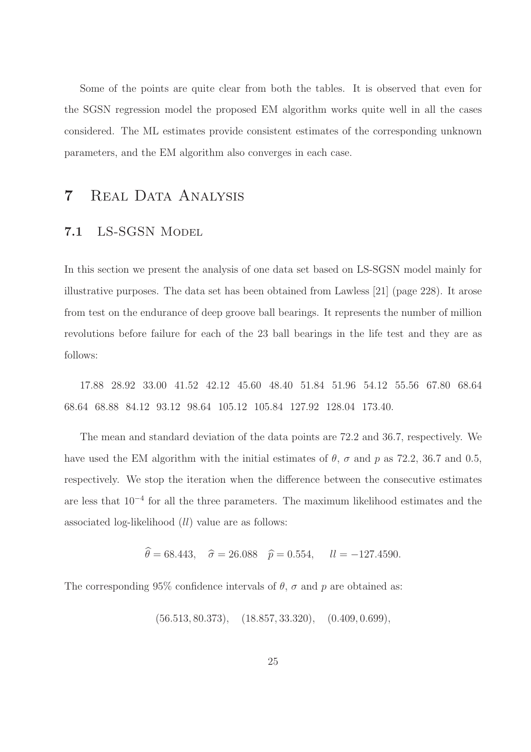Some of the points are quite clear from both the tables. It is observed that even for the SGSN regression model the proposed EM algorithm works quite well in all the cases considered. The ML estimates provide consistent estimates of the corresponding unknown parameters, and the EM algorithm also converges in each case.

# 7 Real Data Analysis

## 7.1 LS-SGSN Model

In this section we present the analysis of one data set based on LS-SGSN model mainly for illustrative purposes. The data set has been obtained from Lawless [21] (page 228). It arose from test on the endurance of deep groove ball bearings. It represents the number of million revolutions before failure for each of the 23 ball bearings in the life test and they are as follows:

17.88 28.92 33.00 41.52 42.12 45.60 48.40 51.84 51.96 54.12 55.56 67.80 68.64 68.64 68.88 84.12 93.12 98.64 105.12 105.84 127.92 128.04 173.40.

The mean and standard deviation of the data points are 72.2 and 36.7, respectively. We have used the EM algorithm with the initial estimates of $\theta$, $\sigma$ and $p$ as 72.2, 36.7 and 0.5, respectively. We stop the iteration when the difference between the consecutive estimates are less that $10^{-4}$ for all the three parameters. The maximum likelihood estimates and the associated log-likelihood ($ll$) value are as follows:

$$\widehat{\theta} = 68.443, \quad \widehat{\sigma} = 26.088 \quad \widehat{p} = 0.554, \quad ll = -127.4590.$$

The corresponding 95% confidence intervals of $\theta$, $\sigma$ and $p$ are obtained as:

$$(56.513, 80.373), \quad (18.857, 33.320), \quad (0.409, 0.699),$$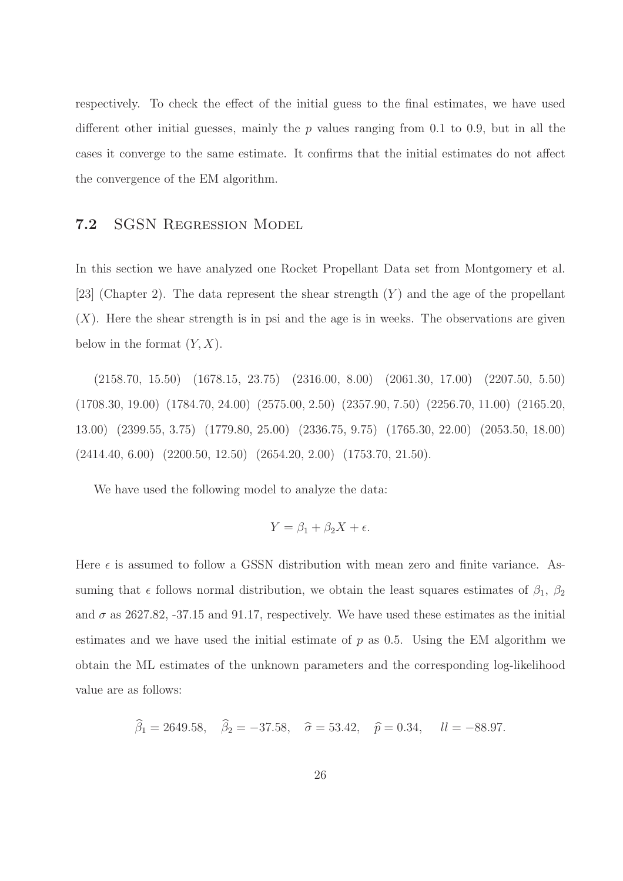respectively. To check the effect of the initial guess to the final estimates, we have used different other initial guesses, mainly the $p$ values ranging from 0.1 to 0.9, but in all the cases it converge to the same estimate. It confirms that the initial estimates do not affect the convergence of the EM algorithm.

## 7.2 SGSN Regression Model

In this section we have analyzed one Rocket Propellant Data set from Montgomery et al. [23] (Chapter 2). The data represent the shear strength ($Y$) and the age of the propellant ($X$). Here the shear strength is in psi and the age is in weeks. The observations are given below in the format $(Y, X)$.

(2158.70, 15.50) (1678.15, 23.75) (2316.00, 8.00) (2061.30, 17.00) (2207.50, 5.50) (1708.30, 19.00) (1784.70, 24.00) (2575.00, 2.50) (2357.90, 7.50) (2256.70, 11.00) (2165.20, 13.00) (2399.55, 3.75) (1779.80, 25.00) (2336.75, 9.75) (1765.30, 22.00) (2053.50, 18.00) (2414.40, 6.00) (2200.50, 12.50) (2654.20, 2.00) (1753.70, 21.50).

We have used the following model to analyze the data:

$$Y = \beta_1 + \beta_2 X + \epsilon.$$

Here $\epsilon$ is assumed to follow a GSSN distribution with mean zero and finite variance. Assuming that $\epsilon$ follows normal distribution, we obtain the least squares estimates of $\beta_1$, $\beta_2$ and $\sigma$ as 2627.82, -37.15 and 91.17, respectively. We have used these estimates as the initial estimates and we have used the initial estimate of $p$ as 0.5. Using the EM algorithm we obtain the ML estimates of the unknown parameters and the corresponding log-likelihood value are as follows:

$$\widehat{\beta}_1 = 2649.58, \quad \widehat{\beta}_2 = -37.58, \quad \widehat{\sigma} = 53.42, \quad \widehat{p} = 0.34, \quad ll = -88.97.$$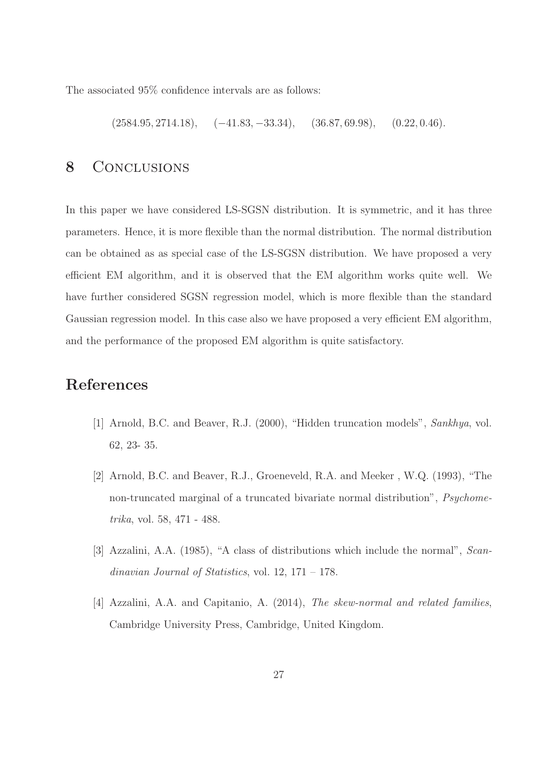The associated 95% confidence intervals are as follows:

$$(2584.95, 2714.18), \quad (-41.83, -33.34), \quad (36.87, 69.98), \quad (0.22, 0.46).$$

## 8 Conclusions

In this paper we have considered LS-SGSN distribution. It is symmetric, and it has three parameters. Hence, it is more flexible than the normal distribution. The normal distribution can be obtained as as special case of the LS-SGSN distribution. We have proposed a very efficient EM algorithm, and it is observed that the EM algorithm works quite well. We have further considered SGSN regression model, which is more flexible than the standard Gaussian regression model. In this case also we have proposed a very efficient EM algorithm, and the performance of the proposed EM algorithm is quite satisfactory.

# References

[1] Arnold, B.C. and Beaver, R.J. (2000), "Hidden truncation models", *Sankhya*, vol. 62, 23- 35.

[2] Arnold, B.C. and Beaver, R.J., Groeneveld, R.A. and Meeker , W.Q. (1993), "The non-truncated marginal of a truncated bivariate normal distribution", *Psychometrika*, vol. 58, 471 - 488.

[3] Azzalini, A.A. (1985), "A class of distributions which include the normal", *Scandinavian Journal of Statistics*, vol. 12, 171 – 178.

[4] Azzalini, A.A. and Capitanio, A. (2014), *The skew-normal and related families*, Cambridge University Press, Cambridge, United Kingdom.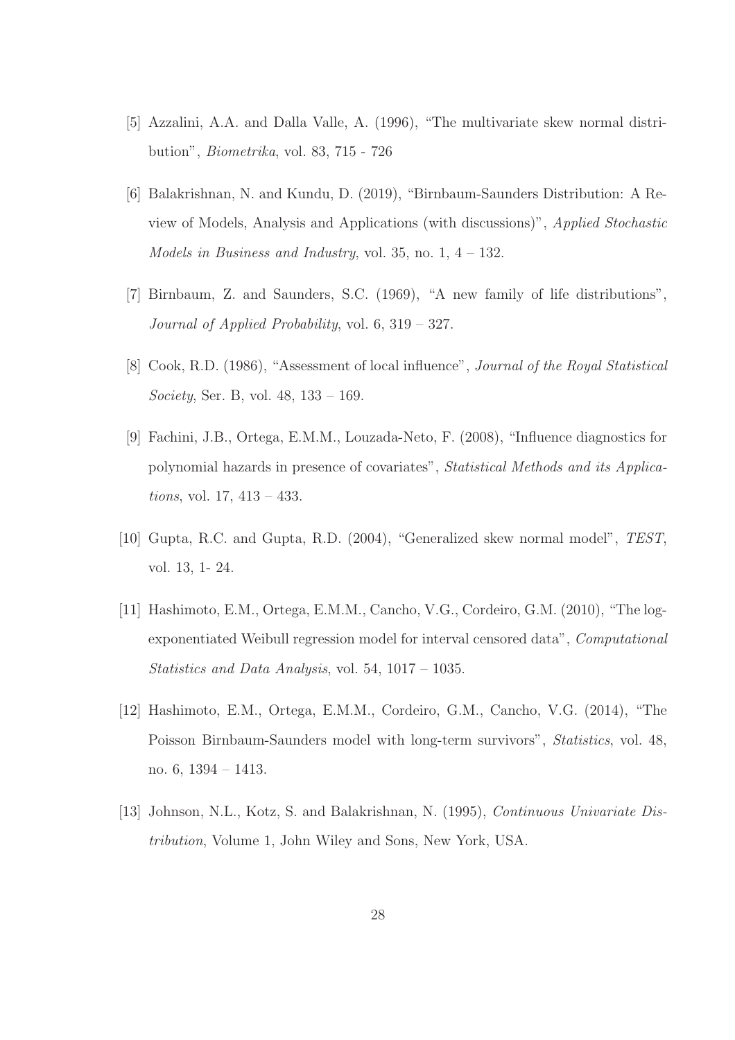[5] Azzalini, A.A. and Dalla Valle, A. (1996), "The multivariate skew normal distribution", *Biometrika*, vol. 83, 715 - 726

[6] Balakrishnan, N. and Kundu, D. (2019), "Birnbaum-Saunders Distribution: A Review of Models, Analysis and Applications (with discussions)", *Applied Stochastic Models in Business and Industry*, vol. 35, no. 1, 4 – 132.

[7] Birnbaum, Z. and Saunders, S.C. (1969), "A new family of life distributions", *Journal of Applied Probability*, vol. 6, 319 – 327.

[8] Cook, R.D. (1986), "Assessment of local influence", *Journal of the Royal Statistical Society*, Ser. B, vol. 48, 133 – 169.

[9] Fachini, J.B., Ortega, E.M.M., Louzada-Neto, F. (2008), "Influence diagnostics for polynomial hazards in presence of covariates", *Statistical Methods and its Applications*, vol. 17, 413 – 433.

[10] Gupta, R.C. and Gupta, R.D. (2004), "Generalized skew normal model", *TEST*, vol. 13, 1- 24.

[11] Hashimoto, E.M., Ortega, E.M.M., Cancho, V.G., Cordeiro, G.M. (2010), "The log-exponentiated Weibull regression model for interval censored data", *Computational Statistics and Data Analysis*, vol. 54, 1017 – 1035.

[12] Hashimoto, E.M., Ortega, E.M.M., Cordeiro, G.M., Cancho, V.G. (2014), "The Poisson Birnbaum-Saunders model with long-term survivors", *Statistics*, vol. 48, no. 6, 1394 – 1413.

[13] Johnson, N.L., Kotz, S. and Balakrishnan, N. (1995), *Continuous Univariate Distribution*, Volume 1, John Wiley and Sons, New York, USA.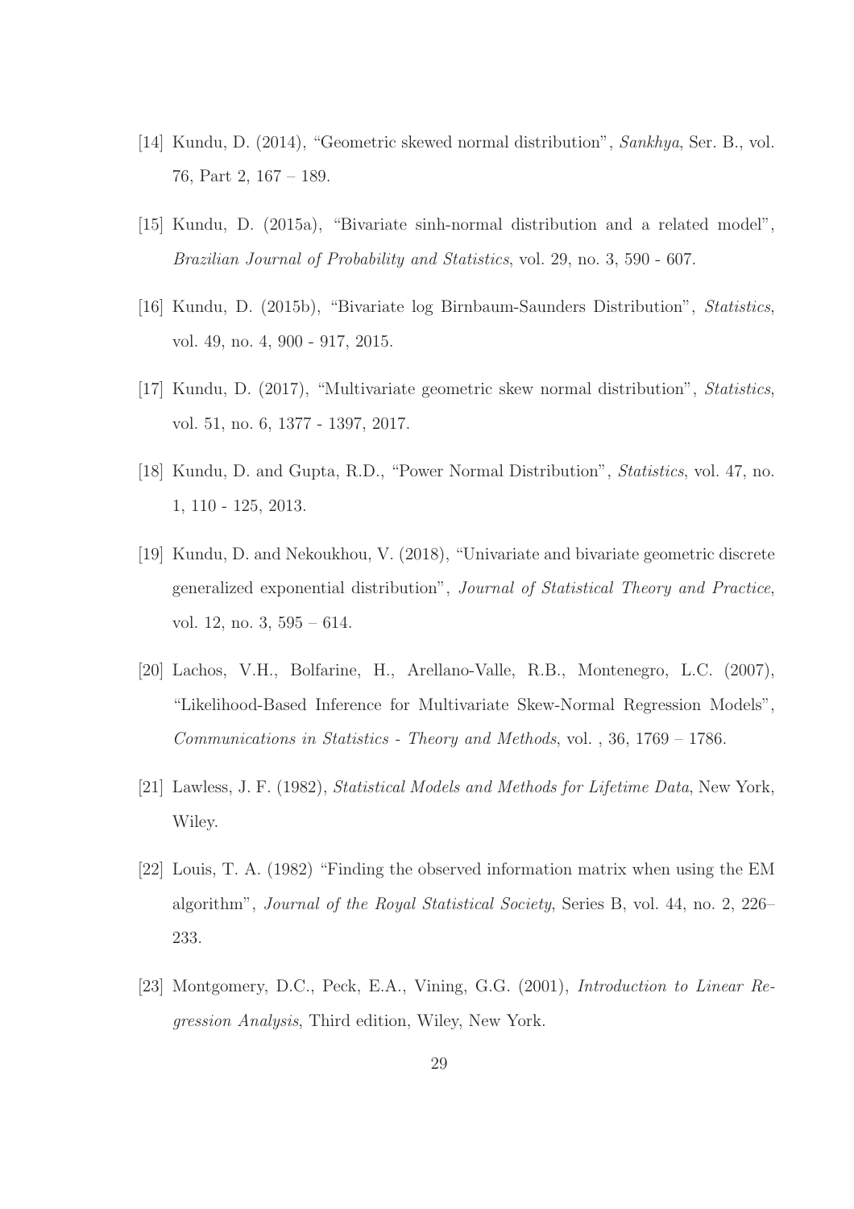[14] Kundu, D. (2014), "Geometric skewed normal distribution", *Sankhya*, Ser. B., vol. 76, Part 2, 167 – 189.

[15] Kundu, D. (2015a), "Bivariate sinh-normal distribution and a related model", *Brazilian Journal of Probability and Statistics*, vol. 29, no. 3, 590 - 607.

[16] Kundu, D. (2015b), "Bivariate log Birnbaum-Saunders Distribution", *Statistics*, vol. 49, no. 4, 900 - 917, 2015.

[17] Kundu, D. (2017), "Multivariate geometric skew normal distribution", *Statistics*, vol. 51, no. 6, 1377 - 1397, 2017.

[18] Kundu, D. and Gupta, R.D., "Power Normal Distribution", *Statistics*, vol. 47, no. 1, 110 - 125, 2013.

[19] Kundu, D. and Nekoukhou, V. (2018), "Univariate and bivariate geometric discrete generalized exponential distribution", *Journal of Statistical Theory and Practice*, vol. 12, no. 3, 595 – 614.

[20] Lachos, V.H., Bolfarine, H., Arellano-Valle, R.B., Montenegro, L.C. (2007), "Likelihood-Based Inference for Multivariate Skew-Normal Regression Models", *Communications in Statistics - Theory and Methods*, vol. , 36, 1769 – 1786.

[21] Lawless, J. F. (1982), *Statistical Models and Methods for Lifetime Data*, New York, Wiley.

[22] Louis, T. A. (1982) "Finding the observed information matrix when using the EM algorithm", *Journal of the Royal Statistical Society*, Series B, vol. 44, no. 2, 226–233.

[23] Montgomery, D.C., Peck, E.A., Vining, G.G. (2001), *Introduction to Linear Regression Analysis*, Third edition, Wiley, New York.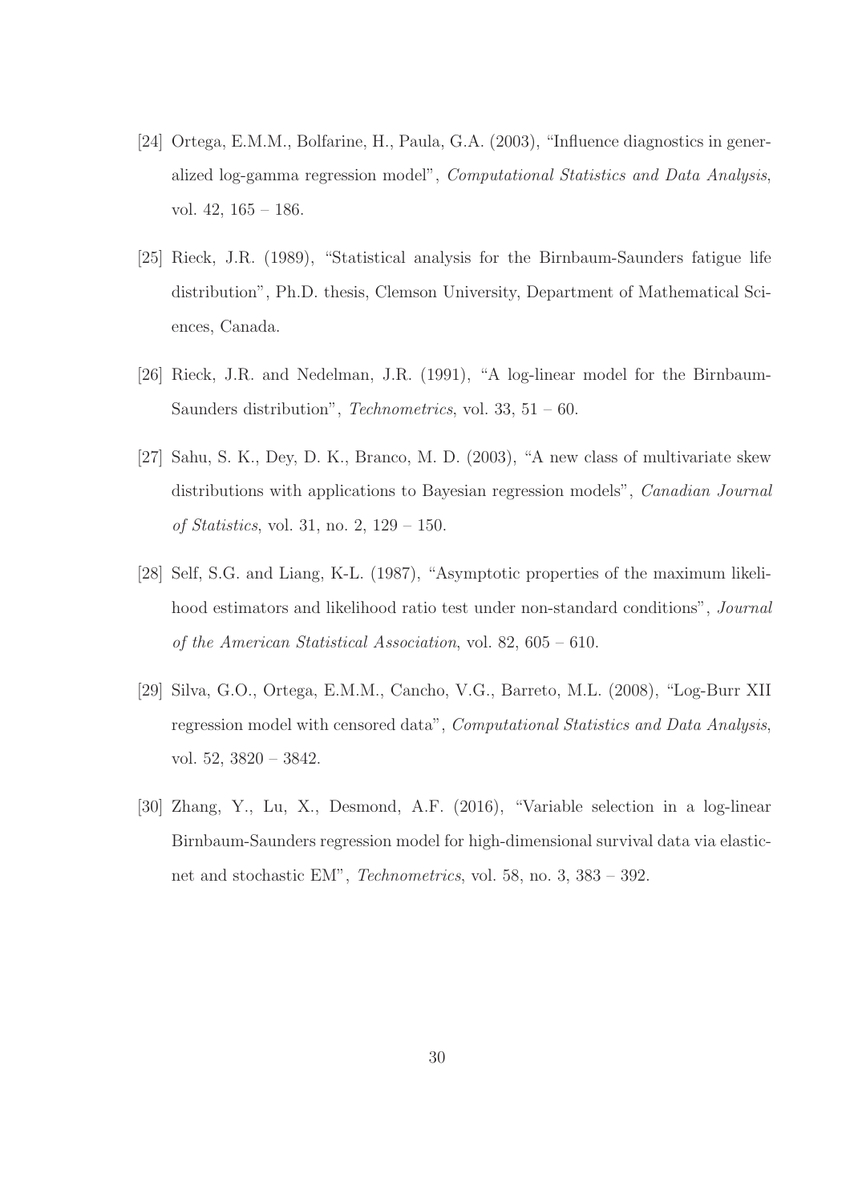[24] Ortega, E.M.M., Bolfarine, H., Paula, G.A. (2003), "Influence diagnostics in generalized log-gamma regression model", *Computational Statistics and Data Analysis*, vol. 42, 165 – 186.

[25] Rieck, J.R. (1989), "Statistical analysis for the Birnbaum-Saunders fatigue life distribution", Ph.D. thesis, Clemson University, Department of Mathematical Sciences, Canada.

[26] Rieck, J.R. and Nedelman, J.R. (1991), "A log-linear model for the Birnbaum-Saunders distribution", *Technometrics*, vol. 33, 51 – 60.

[27] Sahu, S. K., Dey, D. K., Branco, M. D. (2003), "A new class of multivariate skew distributions with applications to Bayesian regression models", *Canadian Journal of Statistics*, vol. 31, no. 2, 129 – 150.

[28] Self, S.G. and Liang, K-L. (1987), "Asymptotic properties of the maximum likelihood estimators and likelihood ratio test under non-standard conditions", *Journal of the American Statistical Association*, vol. 82, 605 – 610.

[29] Silva, G.O., Ortega, E.M.M., Cancho, V.G., Barreto, M.L. (2008), "Log-Burr XII regression model with censored data", *Computational Statistics and Data Analysis*, vol. 52, 3820 – 3842.

[30] Zhang, Y., Lu, X., Desmond, A.F. (2016), "Variable selection in a log-linear Birnbaum-Saunders regression model for high-dimensional survival data via elastic-net and stochastic EM", *Technometrics*, vol. 58, no. 3, 383 – 392.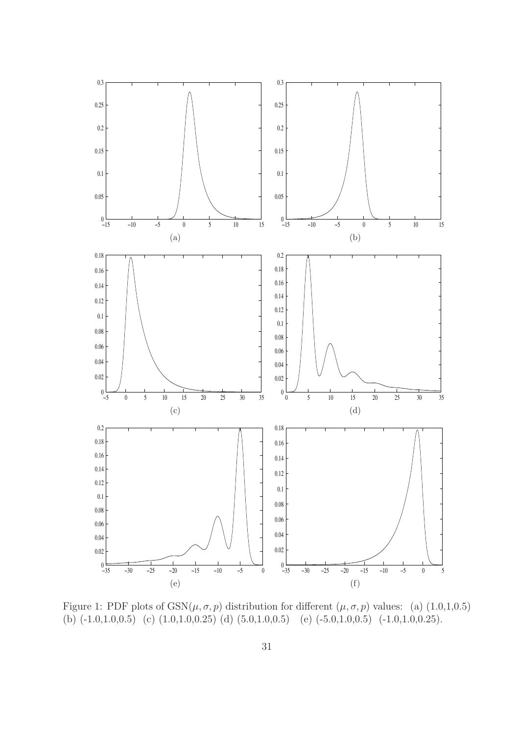Figure 1: PDF plots of GSN($\mu, \sigma, p$) distribution for different $(\mu, \sigma, p)$ values: (a) (1.0,1,0.5) (b) (-1.0,1.0,0.5) (c) (1.0,1.0,0.25) (d) (5.0,1.0,0.5) (e) (-5.0,1.0,0.5) (-1.0,1.0,0.25).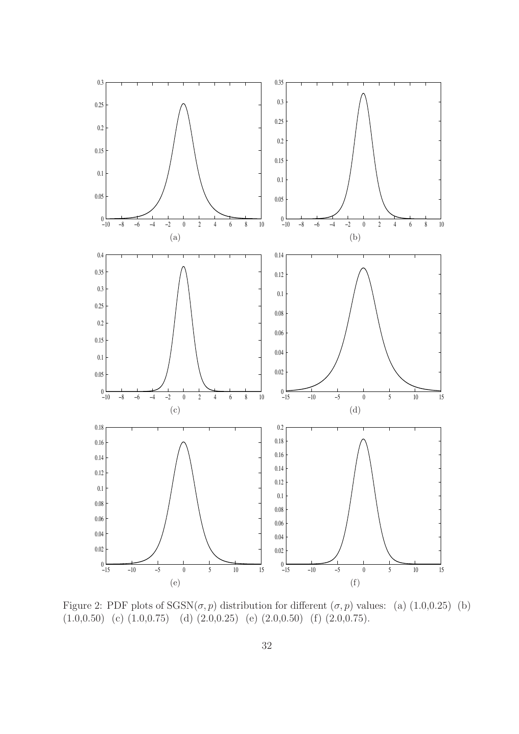Figure 2: PDF plots of SGSN$(\sigma, p)$ distribution for different $(\sigma, p)$ values: (a) (1.0,0.25) (b) (1.0,0.50) (c) (1.0,0.75) (d) (2.0,0.25) (e) (2.0,0.50) (f) (2.0,0.75).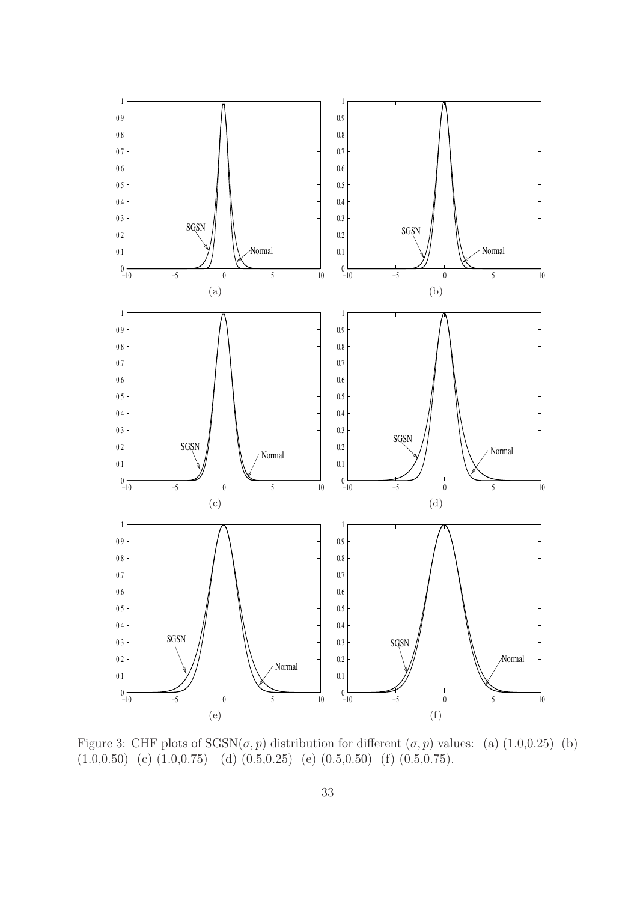Figure 3: CHF plots of SGSN$(\sigma, p)$ distribution for different $(\sigma, p)$ values: (a) (1.0,0.25) (b) (1.0,0.50) (c) (1.0,0.75) (d) (0.5,0.25) (e) (0.5,0.50) (f) (0.5,0.75).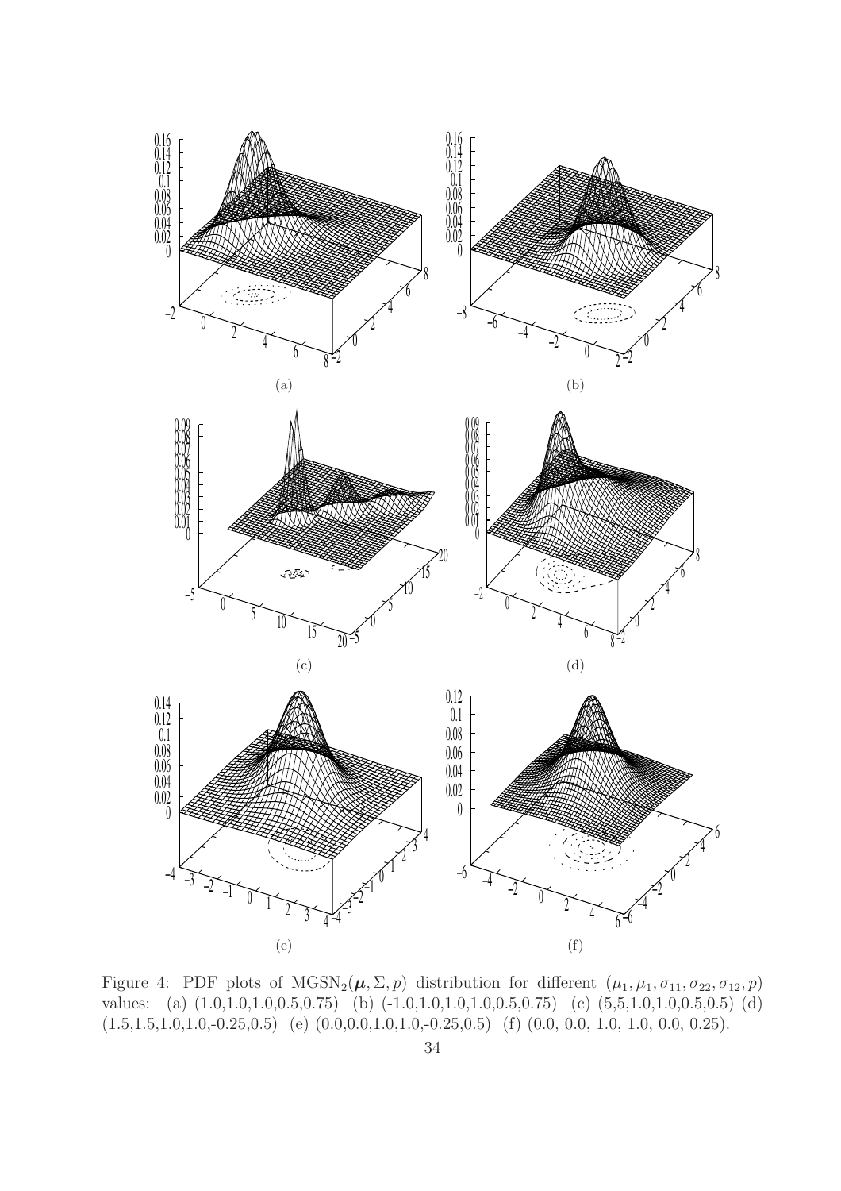Figure 4: PDF plots of $\mathrm{MGSN}_2(\boldsymbol{\mu}, \Sigma, p)$ distribution for different $(\mu_1, \mu_1, \sigma_{11}, \sigma_{22}, \sigma_{12}, p)$ values: (a) (1.0,1.0,1.0,0.5,0.75) (b) (-1.0,1.0,1.0,1.0,0.5,0.75) (c) (5,5,1.0,1.0,0.5,0.5) (d) (1.5,1.5,1.0,1.0,-0.25,0.5) (e) (0.0,0.0,1.0,1.0,-0.25,0.5) (f) (0.0, 0.0, 1.0, 1.0, 0.0, 0.25).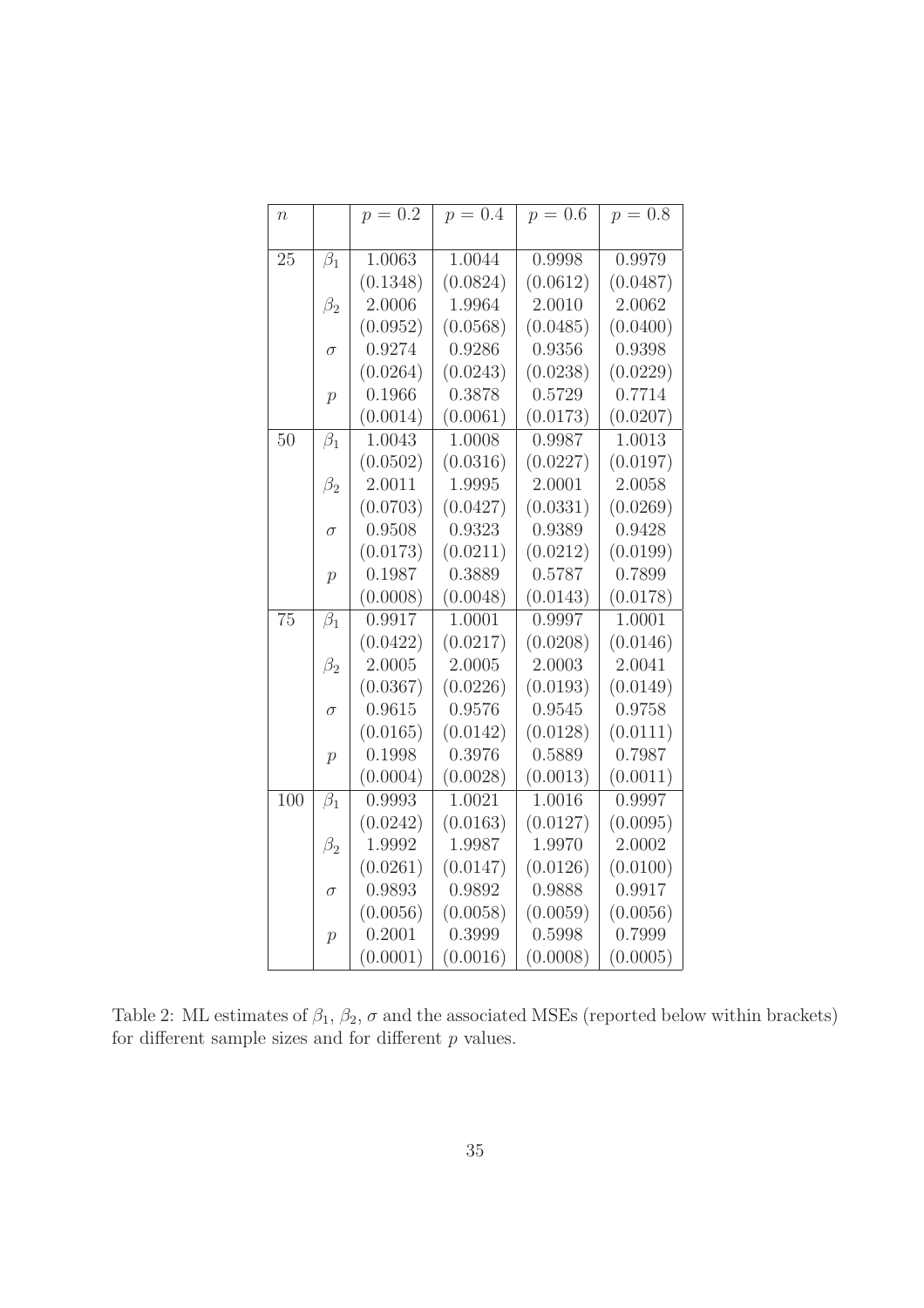| $n$ | | $p = 0.2$ | $p = 0.4$ | $p = 0.6$ | $p = 0.8$ |
|---|---|---|---|---|---|
| 25 | $\beta_1$ | 1.0063 | 1.0044 | 0.9998 | 0.9979 |
| | | (0.1348) | (0.0824) | (0.0612) | (0.0487) |
| | $\beta_2$ | 2.0006 | 1.9964 | 2.0010 | 2.0062 |
| | | (0.0952) | (0.0568) | (0.0485) | (0.0400) |
| | $\sigma$ | 0.9274 | 0.9286 | 0.9356 | 0.9398 |
| | | (0.0264) | (0.0243) | (0.0238) | (0.0229) |
| | $p$ | 0.1966 | 0.3878 | 0.5729 | 0.7714 |
| | | (0.0014) | (0.0061) | (0.0173) | (0.0207) |
| 50 | $\beta_1$ | 1.0043 | 1.0008 | 0.9987 | 1.0013 |
| | | (0.0502) | (0.0316) | (0.0227) | (0.0197) |
| | $\beta_2$ | 2.0011 | 1.9995 | 2.0001 | 2.0058 |
| | | (0.0703) | (0.0427) | (0.0331) | (0.0269) |
| | $\sigma$ | 0.9508 | 0.9323 | 0.9389 | 0.9428 |
| | | (0.0173) | (0.0211) | (0.0212) | (0.0199) |
| | $p$ | 0.1987 | 0.3889 | 0.5787 | 0.7899 |
| | | (0.0008) | (0.0048) | (0.0143) | (0.0178) |
| 75 | $\beta_1$ | 0.9917 | 1.0001 | 0.9997 | 1.0001 |
| | | (0.0422) | (0.0217) | (0.0208) | (0.0146) |
| | $\beta_2$ | 2.0005 | 2.0005 | 2.0003 | 2.0041 |
| | | (0.0367) | (0.0226) | (0.0193) | (0.0149) |
| | $\sigma$ | 0.9615 | 0.9576 | 0.9545 | 0.9758 |
| | | (0.0165) | (0.0142) | (0.0128) | (0.0111) |
| | $p$ | 0.1998 | 0.3976 | 0.5889 | 0.7987 |
| | | (0.0004) | (0.0028) | (0.0013) | (0.0011) |
| 100 | $\beta_1$ | 0.9993 | 1.0021 | 1.0016 | 0.9997 |
| | | (0.0242) | (0.0163) | (0.0127) | (0.0095) |
| | $\beta_2$ | 1.9992 | 1.9987 | 1.9970 | 2.0002 |
| | | (0.0261) | (0.0147) | (0.0126) | (0.0100) |
| | $\sigma$ | 0.9893 | 0.9892 | 0.9888 | 0.9917 |
| | | (0.0056) | (0.0058) | (0.0059) | (0.0056) |
| | $p$ | 0.2001 | 0.3999 | 0.5998 | 0.7999 |
| | | (0.0001) | (0.0016) | (0.0008) | (0.0005) |

Table 2: ML estimates of $\beta_1$, $\beta_2$, $\sigma$ and the associated MSEs (reported below within brackets) for different sample sizes and for different $p$ values.